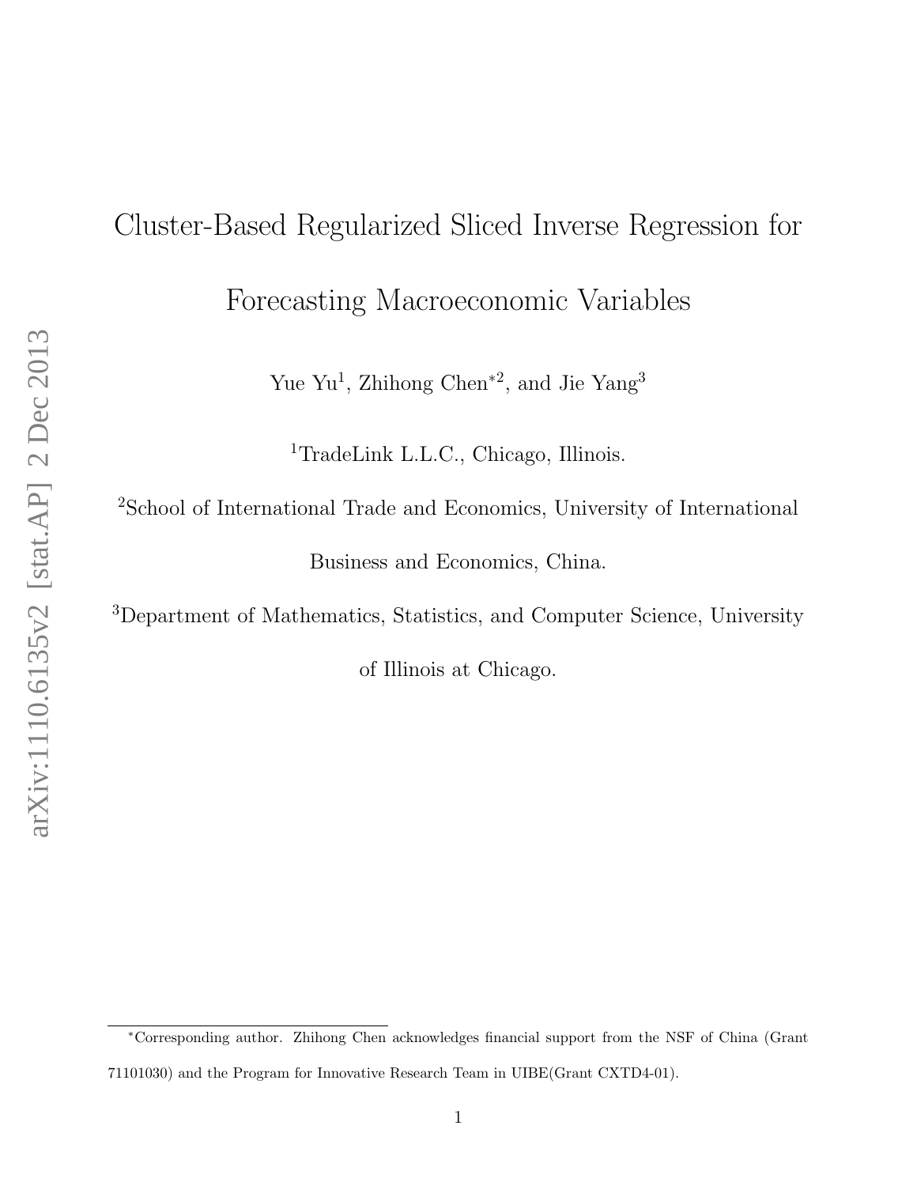# Cluster-Based Regularized Sliced Inverse Regression for Forecasting Macroeconomic Variables

Yue Yu[1], Zhihong Chen[*2], and Jie Yang[3]

[1]TradeLink L.L.C., Chicago, Illinois.

[2]School of International Trade and Economics, University of International Business and Economics, China.

[3]Department of Mathematics, Statistics, and Computer Science, University of Illinois at Chicago.

[*]Corresponding author. Zhihong Chen acknowledges financial support from the NSF of China (Grant 71101030) and the Program for Innovative Research Team in UIBE(Grant CXTD4-01).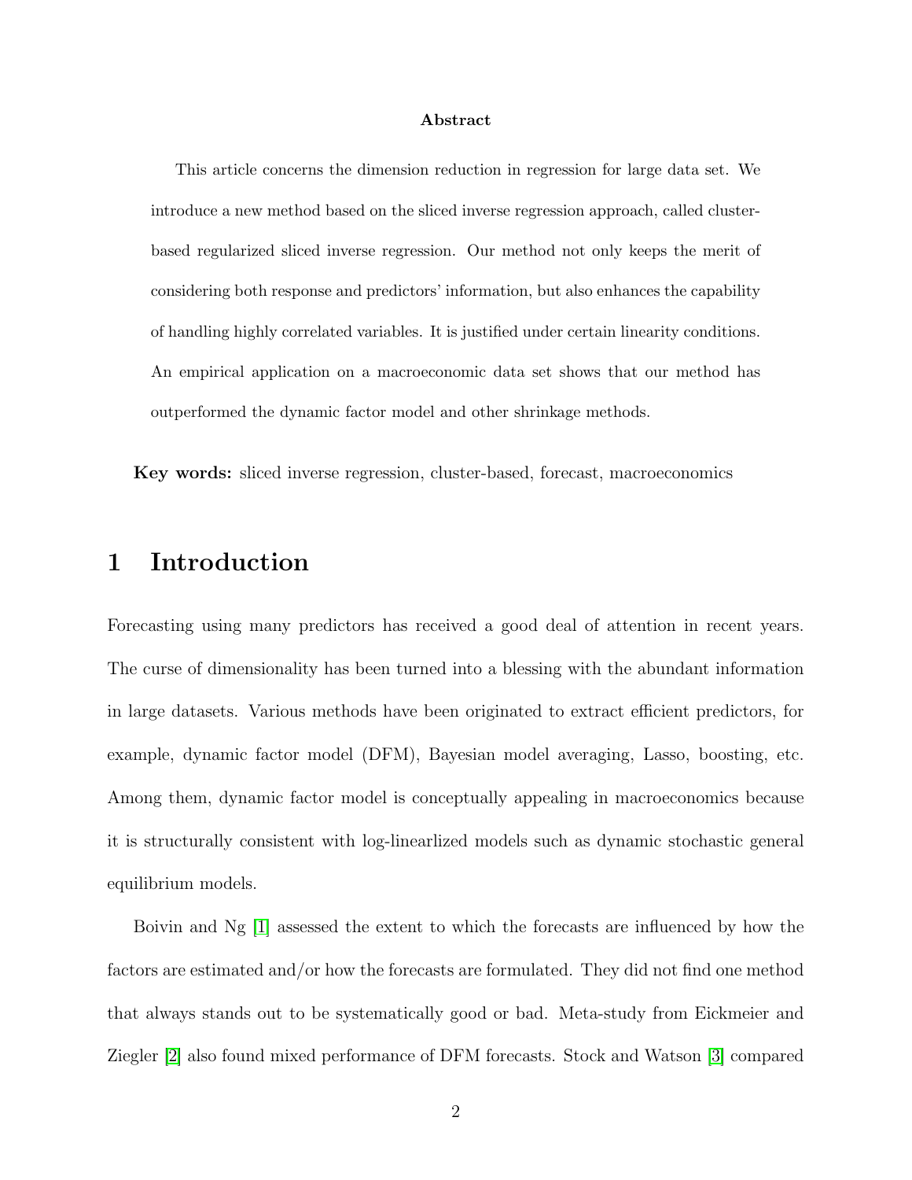**Abstract**

This article concerns the dimension reduction in regression for large data set. We introduce a new method based on the sliced inverse regression approach, called cluster-based regularized sliced inverse regression. Our method not only keeps the merit of considering both response and predictors' information, but also enhances the capability of handling highly correlated variables. It is justified under certain linearity conditions. An empirical application on a macroeconomic data set shows that our method has outperformed the dynamic factor model and other shrinkage methods.

**Key words:** sliced inverse regression, cluster-based, forecast, macroeconomics

# 1 Introduction

Forecasting using many predictors has received a good deal of attention in recent years. The curse of dimensionality has been turned into a blessing with the abundant information in large datasets. Various methods have been originated to extract efficient predictors, for example, dynamic factor model (DFM), Bayesian model averaging, Lasso, boosting, etc. Among them, dynamic factor model is conceptually appealing in macroeconomics because it is structurally consistent with log-linearlized models such as dynamic stochastic general equilibrium models.

Boivin and Ng [1] assessed the extent to which the forecasts are influenced by how the factors are estimated and/or how the forecasts are formulated. They did not find one method that always stands out to be systematically good or bad. Meta-study from Eickmeier and Ziegler [2] also found mixed performance of DFM forecasts. Stock and Watson [3] compared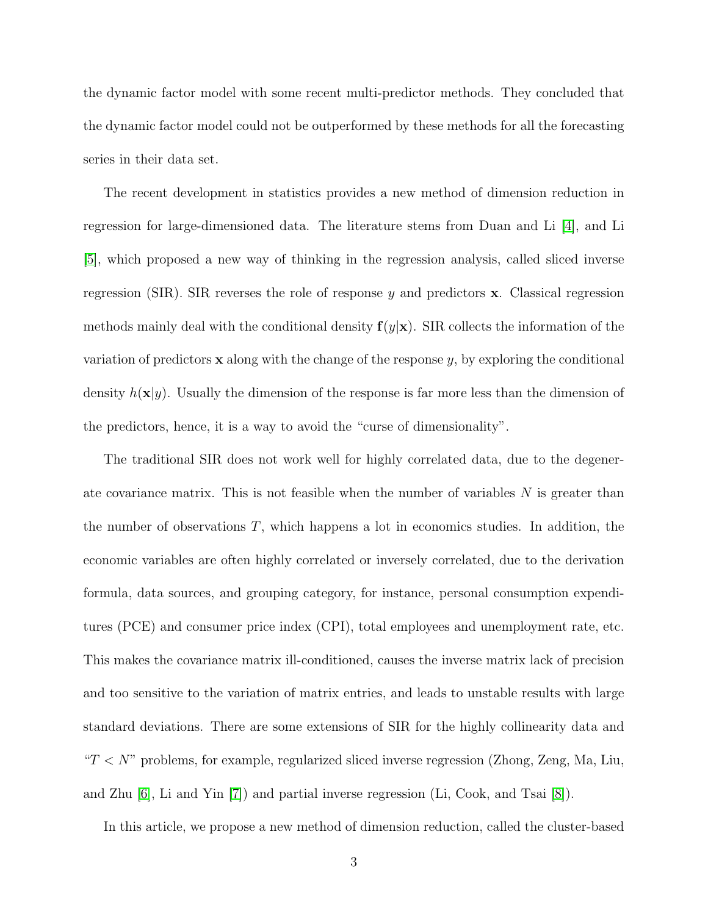the dynamic factor model with some recent multi-predictor methods. They concluded that the dynamic factor model could not be outperformed by these methods for all the forecasting series in their data set.

The recent development in statistics provides a new method of dimension reduction in regression for large-dimensioned data. The literature stems from Duan and Li [4], and Li [5], which proposed a new way of thinking in the regression analysis, called sliced inverse regression (SIR). SIR reverses the role of response $y$ and predictors $\mathbf{x}$. Classical regression methods mainly deal with the conditional density $\mathbf{f}(y|\mathbf{x})$. SIR collects the information of the variation of predictors $\mathbf{x}$ along with the change of the response $y$, by exploring the conditional density $h(\mathbf{x}|y)$. Usually the dimension of the response is far more less than the dimension of the predictors, hence, it is a way to avoid the "curse of dimensionality".

The traditional SIR does not work well for highly correlated data, due to the degenerate covariance matrix. This is not feasible when the number of variables $N$ is greater than the number of observations $T$, which happens a lot in economics studies. In addition, the economic variables are often highly correlated or inversely correlated, due to the derivation formula, data sources, and grouping category, for instance, personal consumption expenditures (PCE) and consumer price index (CPI), total employees and unemployment rate, etc. This makes the covariance matrix ill-conditioned, causes the inverse matrix lack of precision and too sensitive to the variation of matrix entries, and leads to unstable results with large standard deviations. There are some extensions of SIR for the highly collinearity data and "$T < N$" problems, for example, regularized sliced inverse regression (Zhong, Zeng, Ma, Liu, and Zhu [6], Li and Yin [7]) and partial inverse regression (Li, Cook, and Tsai [8]).

In this article, we propose a new method of dimension reduction, called the cluster-based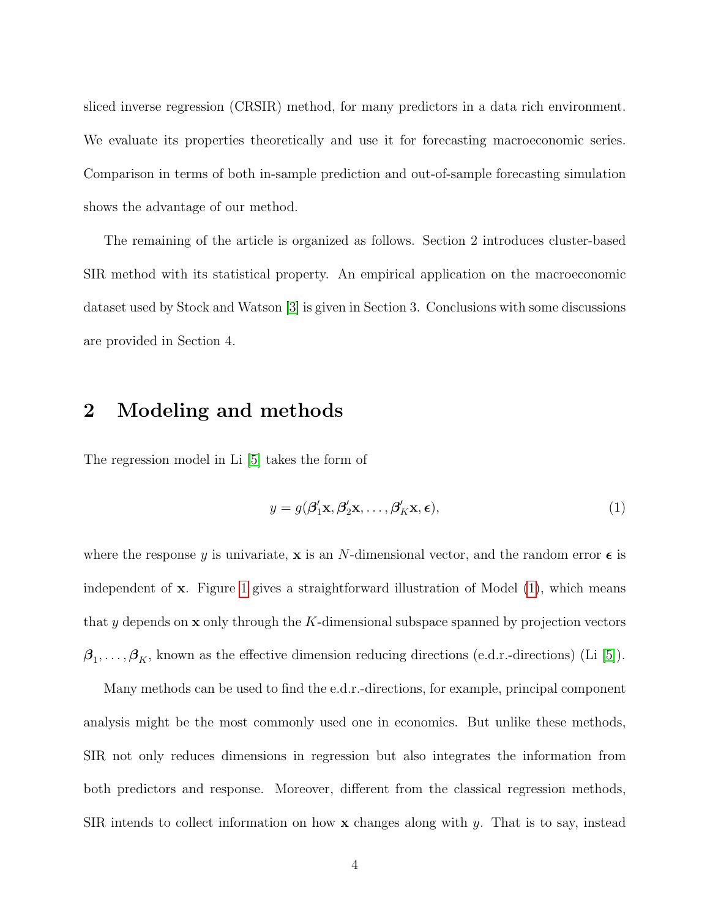sliced inverse regression (CRSIR) method, for many predictors in a data rich environment. We evaluate its properties theoretically and use it for forecasting macroeconomic series. Comparison in terms of both in-sample prediction and out-of-sample forecasting simulation shows the advantage of our method.

The remaining of the article is organized as follows. Section 2 introduces cluster-based SIR method with its statistical property. An empirical application on the macroeconomic dataset used by Stock and Watson [3] is given in Section 3. Conclusions with some discussions are provided in Section 4.

## 2 Modeling and methods

The regression model in Li [5] takes the form of

$$y = g(\boldsymbol{\beta}_1'\mathbf{x}, \boldsymbol{\beta}_2'\mathbf{x}, \ldots, \boldsymbol{\beta}_K'\mathbf{x}, \boldsymbol{\epsilon}), \tag{1}$$

where the response $y$ is univariate, $\mathbf{x}$ is an $N$-dimensional vector, and the random error $\boldsymbol{\epsilon}$ is independent of $\mathbf{x}$. Figure 1 gives a straightforward illustration of Model (1), which means that $y$ depends on $\mathbf{x}$ only through the $K$-dimensional subspace spanned by projection vectors $\boldsymbol{\beta}_1, \ldots, \boldsymbol{\beta}_K$, known as the effective dimension reducing directions (e.d.r.-directions) (Li [5]).

Many methods can be used to find the e.d.r.-directions, for example, principal component analysis might be the most commonly used one in economics. But unlike these methods, SIR not only reduces dimensions in regression but also integrates the information from both predictors and response. Moreover, different from the classical regression methods, SIR intends to collect information on how $\mathbf{x}$ changes along with $y$. That is to say, instead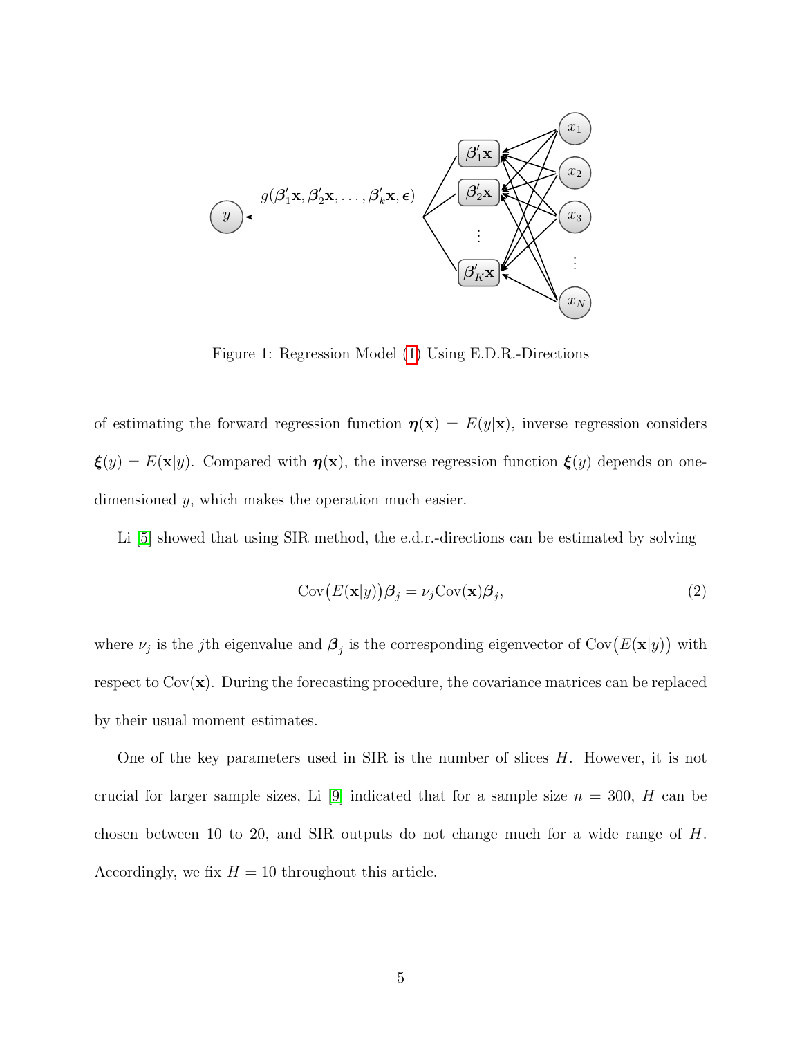Figure 1: Regression Model (1) Using E.D.R.-Directions

of estimating the forward regression function $\boldsymbol{\eta}(\mathbf{x}) = E(y|\mathbf{x})$, inverse regression considers $\boldsymbol{\xi}(y) = E(\mathbf{x}|y)$. Compared with $\boldsymbol{\eta}(\mathbf{x})$, the inverse regression function $\boldsymbol{\xi}(y)$ depends on one-dimensioned $y$, which makes the operation much easier.

Li [5] showed that using SIR method, the e.d.r.-directions can be estimated by solving

$$\mathrm{Cov}\big(E(\mathbf{x}|y)\big)\boldsymbol{\beta}_j = \nu_j \mathrm{Cov}(\mathbf{x})\boldsymbol{\beta}_j, \tag{2}$$

where $\nu_j$ is the $j$th eigenvalue and $\boldsymbol{\beta}_j$ is the corresponding eigenvector of $\mathrm{Cov}\big(E(\mathbf{x}|y)\big)$ with respect to $\mathrm{Cov}(\mathbf{x})$. During the forecasting procedure, the covariance matrices can be replaced by their usual moment estimates.

One of the key parameters used in SIR is the number of slices $H$. However, it is not crucial for larger sample sizes, Li [9] indicated that for a sample size $n = 300$, $H$ can be chosen between 10 to 20, and SIR outputs do not change much for a wide range of $H$. Accordingly, we fix $H = 10$ throughout this article.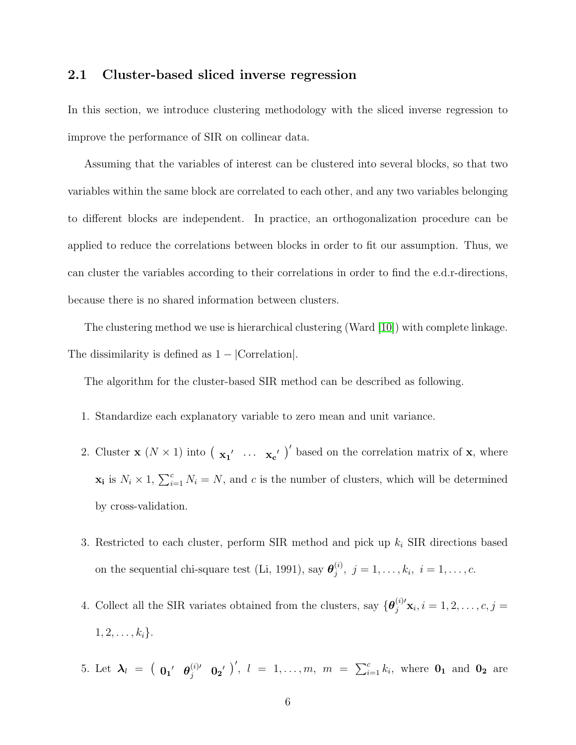### 2.1 Cluster-based sliced inverse regression

In this section, we introduce clustering methodology with the sliced inverse regression to improve the performance of SIR on collinear data.

Assuming that the variables of interest can be clustered into several blocks, so that two variables within the same block are correlated to each other, and any two variables belonging to different blocks are independent. In practice, an orthogonalization procedure can be applied to reduce the correlations between blocks in order to fit our assumption. Thus, we can cluster the variables according to their correlations in order to find the e.d.r-directions, because there is no shared information between clusters.

The clustering method we use is hierarchical clustering (Ward [10]) with complete linkage. The dissimilarity is defined as $1 - |\text{Correlation}|$.

The algorithm for the cluster-based SIR method can be described as following.

1. Standardize each explanatory variable to zero mean and unit variance.

2. Cluster $\mathbf{x}$ ($N \times 1$) into $\begin{pmatrix} \mathbf{x_1}' & \dots & \mathbf{x_c}' \end{pmatrix}'$ based on the correlation matrix of $\mathbf{x}$, where $\mathbf{x_i}$ is $N_i \times 1$, $\sum_{i=1}^{c} N_i = N$, and $c$ is the number of clusters, which will be determined by cross-validation.

3. Restricted to each cluster, perform SIR method and pick up $k_i$ SIR directions based on the sequential chi-square test (Li, 1991), say $\boldsymbol{\theta}_j^{(i)},\ j = 1, \dots, k_i,\ i = 1, \dots, c$.

4. Collect all the SIR variates obtained from the clusters, say $\{\boldsymbol{\theta}_j^{(i)\prime}\mathbf{x}_i, i = 1, 2, \dots, c, j = 1, 2, \dots, k_i\}$.

5. Let $\boldsymbol{\lambda}_l = \begin{pmatrix} \mathbf{0_1}' & \boldsymbol{\theta}_j^{(i)\prime} & \mathbf{0_2}' \end{pmatrix}',\ l = 1, \dots, m,\ m = \sum_{i=1}^{c} k_i$, where $\mathbf{0_1}$ and $\mathbf{0_2}$ are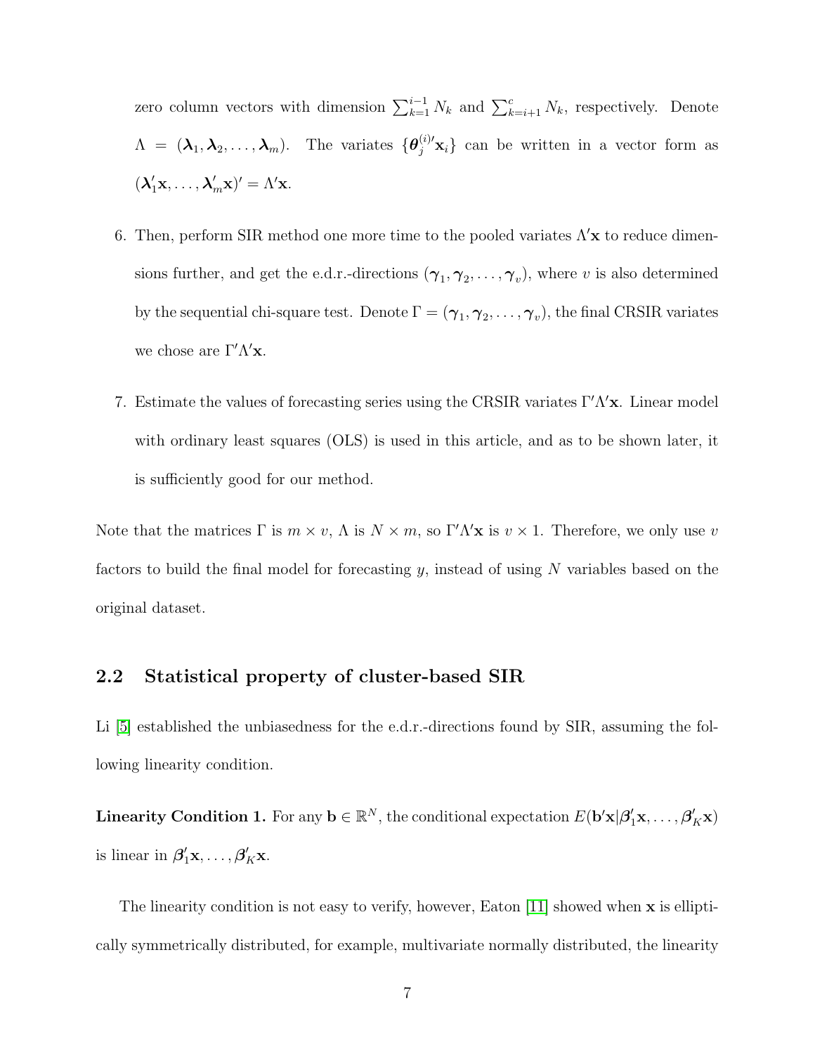zero column vectors with dimension $\sum_{k=1}^{i-1} N_k$ and $\sum_{k=i+1}^{c} N_k$, respectively. Denote $\Lambda = (\boldsymbol{\lambda}_1, \boldsymbol{\lambda}_2, \ldots, \boldsymbol{\lambda}_m)$. The variates $\{\boldsymbol{\theta}_j^{(i)\prime}\mathbf{x}_i\}$ can be written in a vector form as $(\boldsymbol{\lambda}_1'\mathbf{x}, \ldots, \boldsymbol{\lambda}_m'\mathbf{x})' = \Lambda'\mathbf{x}$.

6. Then, perform SIR method one more time to the pooled variates $\Lambda'\mathbf{x}$ to reduce dimensions further, and get the e.d.r.-directions $(\boldsymbol{\gamma}_1, \boldsymbol{\gamma}_2, \ldots, \boldsymbol{\gamma}_v)$, where $v$ is also determined by the sequential chi-square test. Denote $\Gamma = (\boldsymbol{\gamma}_1, \boldsymbol{\gamma}_2, \ldots, \boldsymbol{\gamma}_v)$, the final CRSIR variates we chose are $\Gamma'\Lambda'\mathbf{x}$.

7. Estimate the values of forecasting series using the CRSIR variates $\Gamma'\Lambda'\mathbf{x}$. Linear model with ordinary least squares (OLS) is used in this article, and as to be shown later, it is sufficiently good for our method.

Note that the matrices $\Gamma$ is $m \times v$, $\Lambda$ is $N \times m$, so $\Gamma'\Lambda'\mathbf{x}$ is $v \times 1$. Therefore, we only use $v$ factors to build the final model for forecasting $y$, instead of using $N$ variables based on the original dataset.

## 2.2 Statistical property of cluster-based SIR

Li [5] established the unbiasedness for the e.d.r.-directions found by SIR, assuming the following linearity condition.

**Linearity Condition 1.** For any $\mathbf{b} \in \mathbb{R}^N$, the conditional expectation $E(\mathbf{b}'\mathbf{x}|\boldsymbol{\beta}_1'\mathbf{x}, \ldots, \boldsymbol{\beta}_K'\mathbf{x})$ is linear in $\boldsymbol{\beta}_1'\mathbf{x}, \ldots, \boldsymbol{\beta}_K'\mathbf{x}$.

The linearity condition is not easy to verify, however, Eaton [11] showed when $\mathbf{x}$ is elliptically symmetrically distributed, for example, multivariate normally distributed, the linearity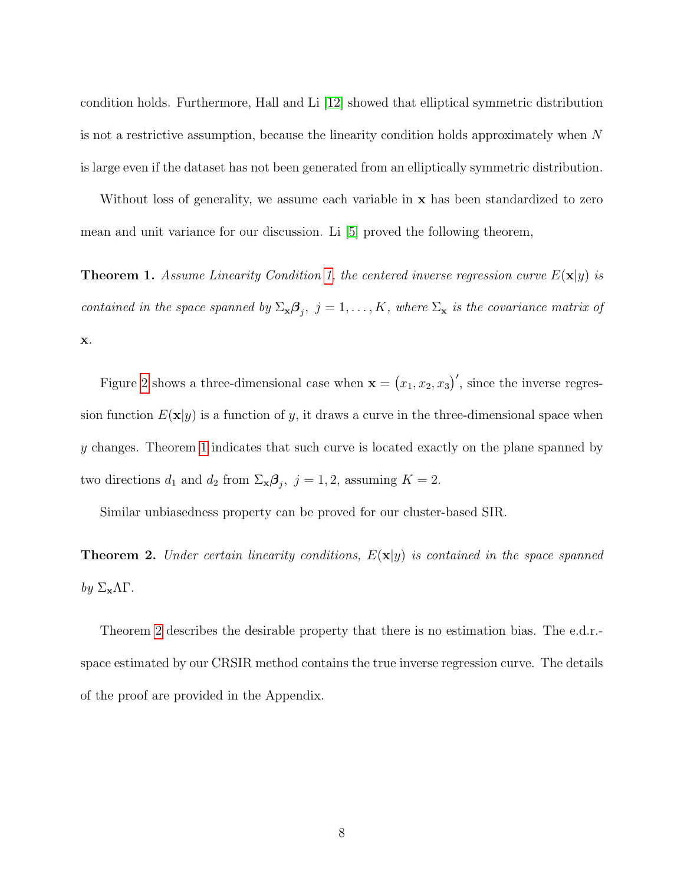condition holds. Furthermore, Hall and Li [12] showed that elliptical symmetric distribution is not a restrictive assumption, because the linearity condition holds approximately when $N$ is large even if the dataset has not been generated from an elliptically symmetric distribution.

Without loss of generality, we assume each variable in $\mathbf{x}$ has been standardized to zero mean and unit variance for our discussion. Li [5] proved the following theorem,

**Theorem 1.** *Assume Linearity Condition 1, the centered inverse regression curve $E(\mathbf{x}|y)$ is contained in the space spanned by $\Sigma_{\mathbf{x}}\boldsymbol{\beta}_j,\ j = 1, \ldots, K$, where $\Sigma_{\mathbf{x}}$ is the covariance matrix of $\mathbf{x}$.*

Figure 2 shows a three-dimensional case when $\mathbf{x} = (x_1, x_2, x_3)'$, since the inverse regression function $E(\mathbf{x}|y)$ is a function of $y$, it draws a curve in the three-dimensional space when $y$ changes. Theorem 1 indicates that such curve is located exactly on the plane spanned by two directions $d_1$ and $d_2$ from $\Sigma_{\mathbf{x}}\boldsymbol{\beta}_j,\ j = 1, 2$, assuming $K = 2$.

Similar unbiasedness property can be proved for our cluster-based SIR.

**Theorem 2.** *Under certain linearity conditions, $E(\mathbf{x}|y)$ is contained in the space spanned by $\Sigma_{\mathbf{x}}\Lambda\Gamma$.*

Theorem 2 describes the desirable property that there is no estimation bias. The e.d.r.-space estimated by our CRSIR method contains the true inverse regression curve. The details of the proof are provided in the Appendix.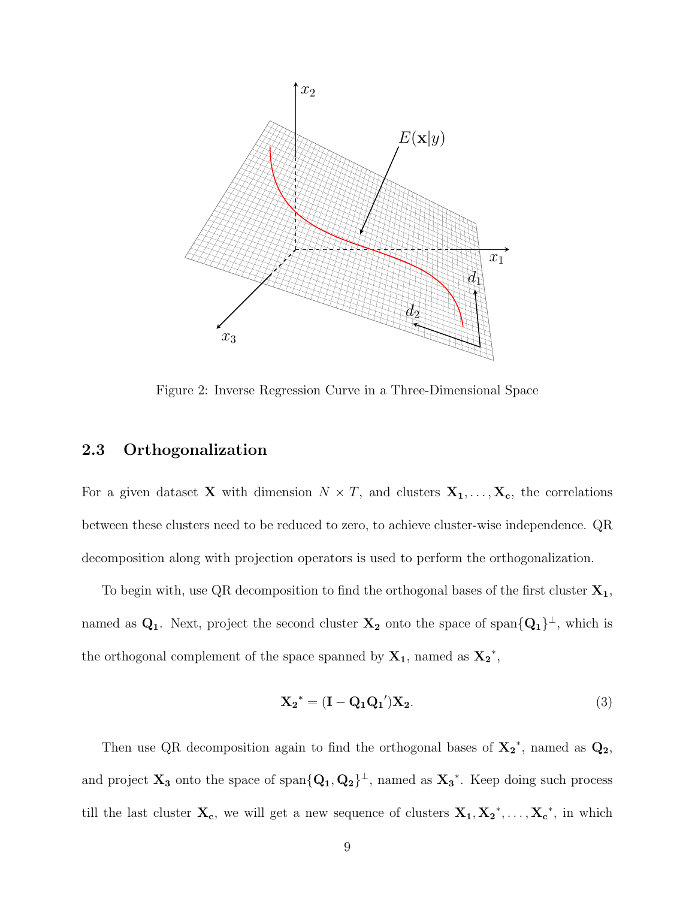Figure 2: Inverse Regression Curve in a Three-Dimensional Space

### 2.3 Orthogonalization

For a given dataset $\mathbf{X}$ with dimension $N \times T$, and clusters $\mathbf{X_1}, \ldots, \mathbf{X_c}$, the correlations between these clusters need to be reduced to zero, to achieve cluster-wise independence. QR decomposition along with projection operators is used to perform the orthogonalization.

To begin with, use QR decomposition to find the orthogonal bases of the first cluster $\mathbf{X_1}$, named as $\mathbf{Q_1}$. Next, project the second cluster $\mathbf{X_2}$ onto the space of span$\{\mathbf{Q_1}\}^{\perp}$, which is the orthogonal complement of the space spanned by $\mathbf{X_1}$, named as $\mathbf{X_2}^*$,

$$\mathbf{X_2}^* = (\mathbf{I} - \mathbf{Q_1}\mathbf{Q_1}')\mathbf{X_2}. \tag{3}$$

Then use QR decomposition again to find the orthogonal bases of $\mathbf{X_2}^*$, named as $\mathbf{Q_2}$, and project $\mathbf{X_3}$ onto the space of span$\{\mathbf{Q_1}, \mathbf{Q_2}\}^{\perp}$, named as $\mathbf{X_3}^*$. Keep doing such process till the last cluster $\mathbf{X_c}$, we will get a new sequence of clusters $\mathbf{X_1}, \mathbf{X_2}^*, \ldots, \mathbf{X_c}^*$, in which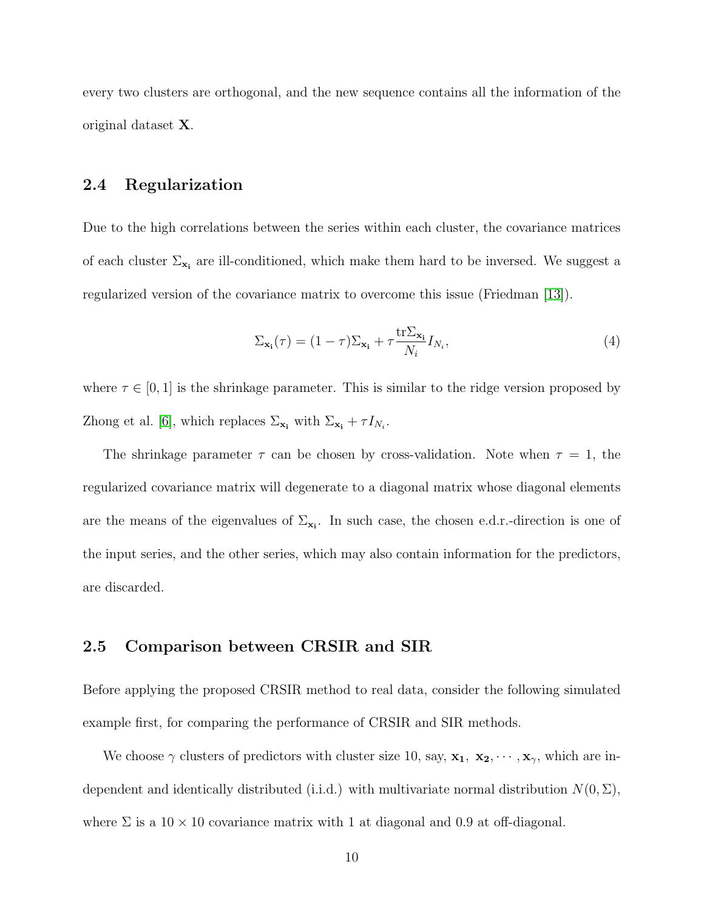every two clusters are orthogonal, and the new sequence contains all the information of the original dataset $\mathbf{X}$.

## 2.4 Regularization

Due to the high correlations between the series within each cluster, the covariance matrices of each cluster $\Sigma_{\mathbf{x_i}}$ are ill-conditioned, which make them hard to be inversed. We suggest a regularized version of the covariance matrix to overcome this issue (Friedman [13]).

$$\Sigma_{\mathbf{x_i}}(\tau) = (1-\tau)\Sigma_{\mathbf{x_i}} + \tau \frac{\text{tr}\Sigma_{\mathbf{x_i}}}{N_i} I_{N_i}, \tag{4}$$

where $\tau \in [0, 1]$ is the shrinkage parameter. This is similar to the ridge version proposed by Zhong et al. [6], which replaces $\Sigma_{\mathbf{x_i}}$ with $\Sigma_{\mathbf{x_i}} + \tau I_{N_i}$.

The shrinkage parameter $\tau$ can be chosen by cross-validation. Note when $\tau = 1$, the regularized covariance matrix will degenerate to a diagonal matrix whose diagonal elements are the means of the eigenvalues of $\Sigma_{\mathbf{x_i}}$. In such case, the chosen e.d.r.-direction is one of the input series, and the other series, which may also contain information for the predictors, are discarded.

## 2.5 Comparison between CRSIR and SIR

Before applying the proposed CRSIR method to real data, consider the following simulated example first, for comparing the performance of CRSIR and SIR methods.

We choose $\gamma$ clusters of predictors with cluster size 10, say, $\mathbf{x_1}, \mathbf{x_2}, \cdots, \mathbf{x}_\gamma$, which are independent and identically distributed (i.i.d.) with multivariate normal distribution $N(0, \Sigma)$, where $\Sigma$ is a $10 \times 10$ covariance matrix with 1 at diagonal and 0.9 at off-diagonal.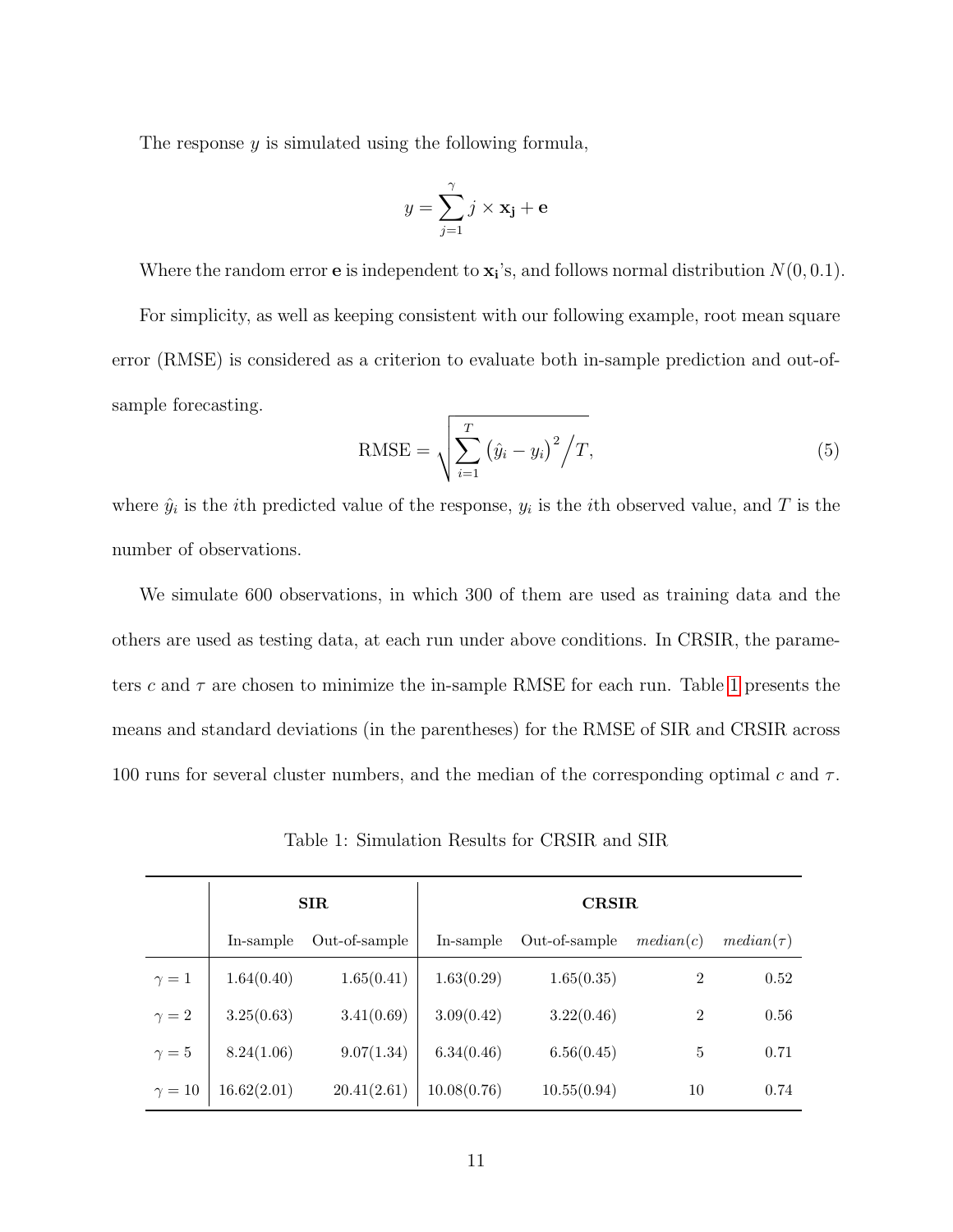The response $y$ is simulated using the following formula,

$$y = \sum_{j=1}^{\gamma} j \times \mathbf{x_j} + \mathbf{e}$$

Where the random error $\mathbf{e}$ is independent to $\mathbf{x_i}$'s, and follows normal distribution $N(0, 0.1)$.

For simplicity, as well as keeping consistent with our following example, root mean square error (RMSE) is considered as a criterion to evaluate both in-sample prediction and out-of-sample forecasting.

$$\text{RMSE} = \sqrt{\sum_{i=1}^{T} \left(\hat{y}_i - y_i\right)^2 \Big/ T}, \tag{5}$$

where $\hat{y}_i$ is the $i$th predicted value of the response, $y_i$ is the $i$th observed value, and $T$ is the number of observations.

We simulate 600 observations, in which 300 of them are used as training data and the others are used as testing data, at each run under above conditions. In CRSIR, the parameters $c$ and $\tau$ are chosen to minimize the in-sample RMSE for each run. Table 1 presents the means and standard deviations (in the parentheses) for the RMSE of SIR and CRSIR across 100 runs for several cluster numbers, and the median of the corresponding optimal $c$ and $\tau$.

Table 1: Simulation Results for CRSIR and SIR

| | **SIR** | | **CRSIR** | | | |
|---|---|---|---|---|---|---|
| | In-sample | Out-of-sample | In-sample | Out-of-sample | *median*($c$) | *median*($\tau$) |
| $\gamma = 1$ | 1.64(0.40) | 1.65(0.41) | 1.63(0.29) | 1.65(0.35) | 2 | 0.52 |
| $\gamma = 2$ | 3.25(0.63) | 3.41(0.69) | 3.09(0.42) | 3.22(0.46) | 2 | 0.56 |
| $\gamma = 5$ | 8.24(1.06) | 9.07(1.34) | 6.34(0.46) | 6.56(0.45) | 5 | 0.71 |
| $\gamma = 10$ | 16.62(2.01) | 20.41(2.61) | 10.08(0.76) | 10.55(0.94) | 10 | 0.74 |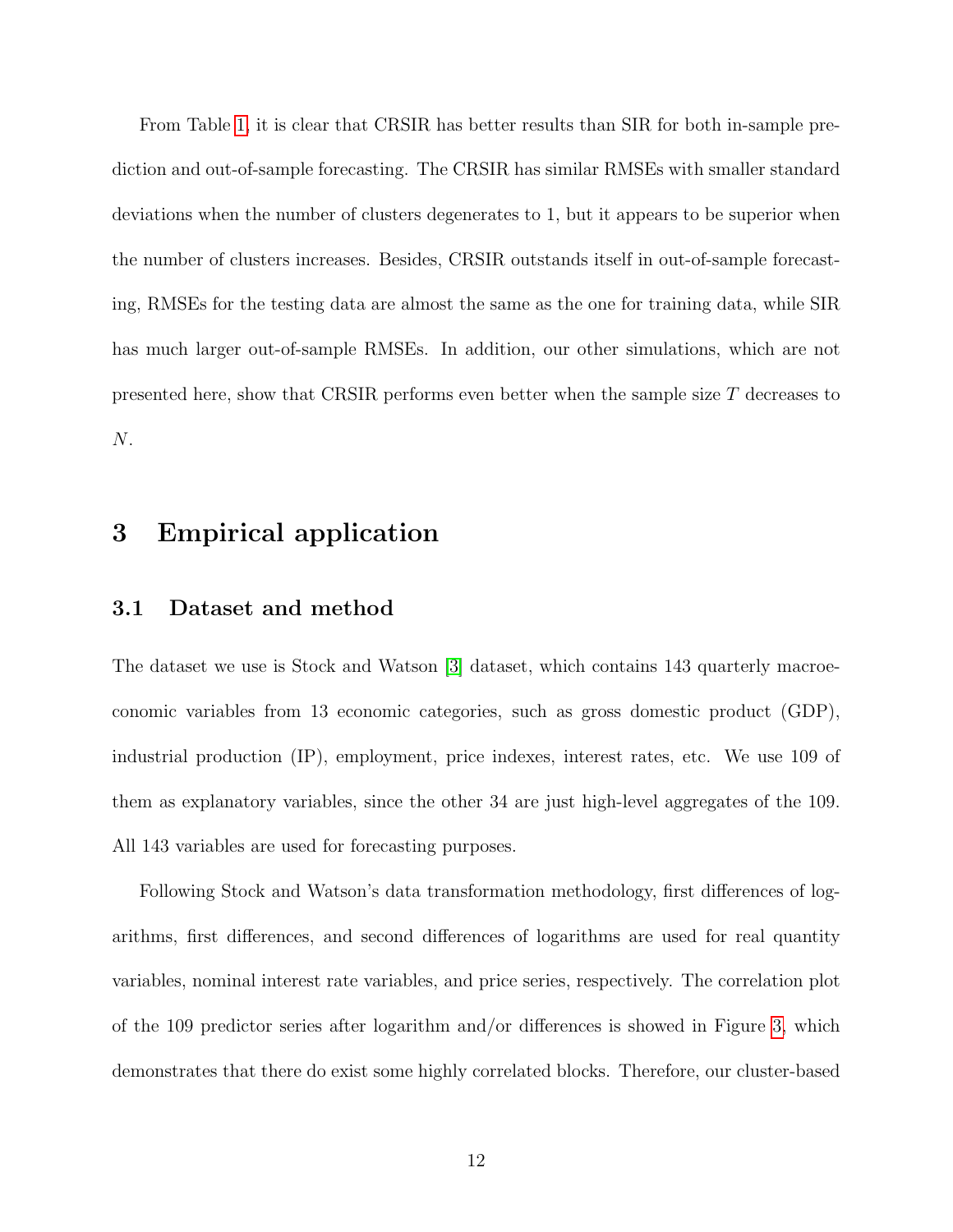From Table 1, it is clear that CRSIR has better results than SIR for both in-sample prediction and out-of-sample forecasting. The CRSIR has similar RMSEs with smaller standard deviations when the number of clusters degenerates to 1, but it appears to be superior when the number of clusters increases. Besides, CRSIR outstands itself in out-of-sample forecasting, RMSEs for the testing data are almost the same as the one for training data, while SIR has much larger out-of-sample RMSEs. In addition, our other simulations, which are not presented here, show that CRSIR performs even better when the sample size $T$ decreases to $N$.

# 3 Empirical application

## 3.1 Dataset and method

The dataset we use is Stock and Watson [3] dataset, which contains 143 quarterly macroeconomic variables from 13 economic categories, such as gross domestic product (GDP), industrial production (IP), employment, price indexes, interest rates, etc. We use 109 of them as explanatory variables, since the other 34 are just high-level aggregates of the 109. All 143 variables are used for forecasting purposes.

Following Stock and Watson's data transformation methodology, first differences of logarithms, first differences, and second differences of logarithms are used for real quantity variables, nominal interest rate variables, and price series, respectively. The correlation plot of the 109 predictor series after logarithm and/or differences is showed in Figure 3, which demonstrates that there do exist some highly correlated blocks. Therefore, our cluster-based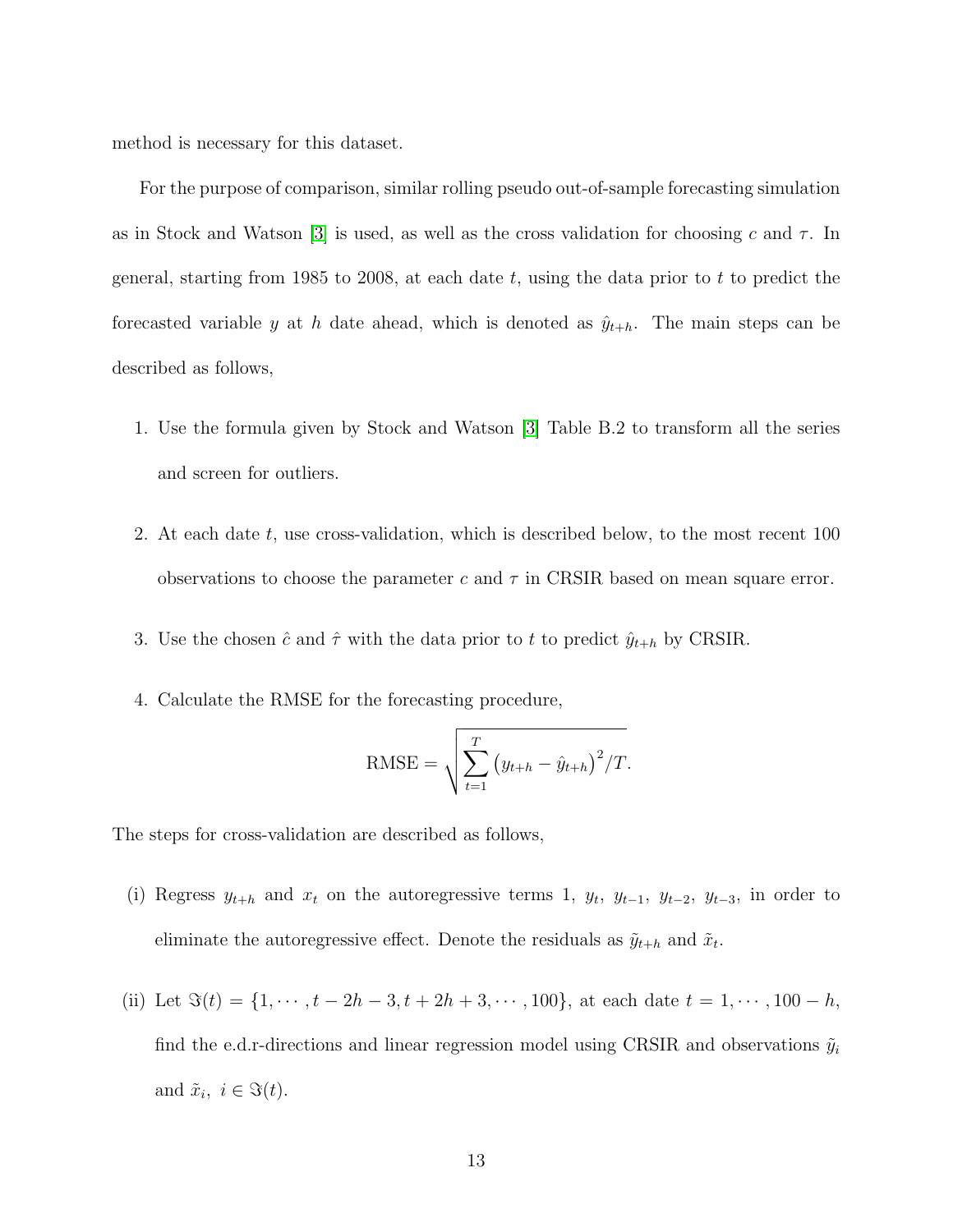method is necessary for this dataset.

For the purpose of comparison, similar rolling pseudo out-of-sample forecasting simulation as in Stock and Watson [3] is used, as well as the cross validation for choosing $c$ and $\tau$. In general, starting from 1985 to 2008, at each date $t$, using the data prior to $t$ to predict the forecasted variable $y$ at $h$ date ahead, which is denoted as $\hat{y}_{t+h}$. The main steps can be described as follows,

1. Use the formula given by Stock and Watson [3] Table B.2 to transform all the series and screen for outliers.
2. At each date $t$, use cross-validation, which is described below, to the most recent 100 observations to choose the parameter $c$ and $\tau$ in CRSIR based on mean square error.
3. Use the chosen $\hat{c}$ and $\hat{\tau}$ with the data prior to $t$ to predict $\hat{y}_{t+h}$ by CRSIR.
4. Calculate the RMSE for the forecasting procedure,

$$\text{RMSE} = \sqrt{\sum_{t=1}^{T} \left(y_{t+h} - \hat{y}_{t+h}\right)^2 / T}.$$

The steps for cross-validation are described as follows,

(i) Regress $y_{t+h}$ and $x_t$ on the autoregressive terms 1, $y_t$, $y_{t-1}$, $y_{t-2}$, $y_{t-3}$, in order to eliminate the autoregressive effect. Denote the residuals as $\tilde{y}_{t+h}$ and $\tilde{x}_t$.

(ii) Let $\Im(t) = \{1, \cdots, t-2h-3, t+2h+3, \cdots, 100\}$, at each date $t = 1, \cdots, 100-h$, find the e.d.r-directions and linear regression model using CRSIR and observations $\tilde{y}_i$ and $\tilde{x}_i$, $i \in \Im(t)$.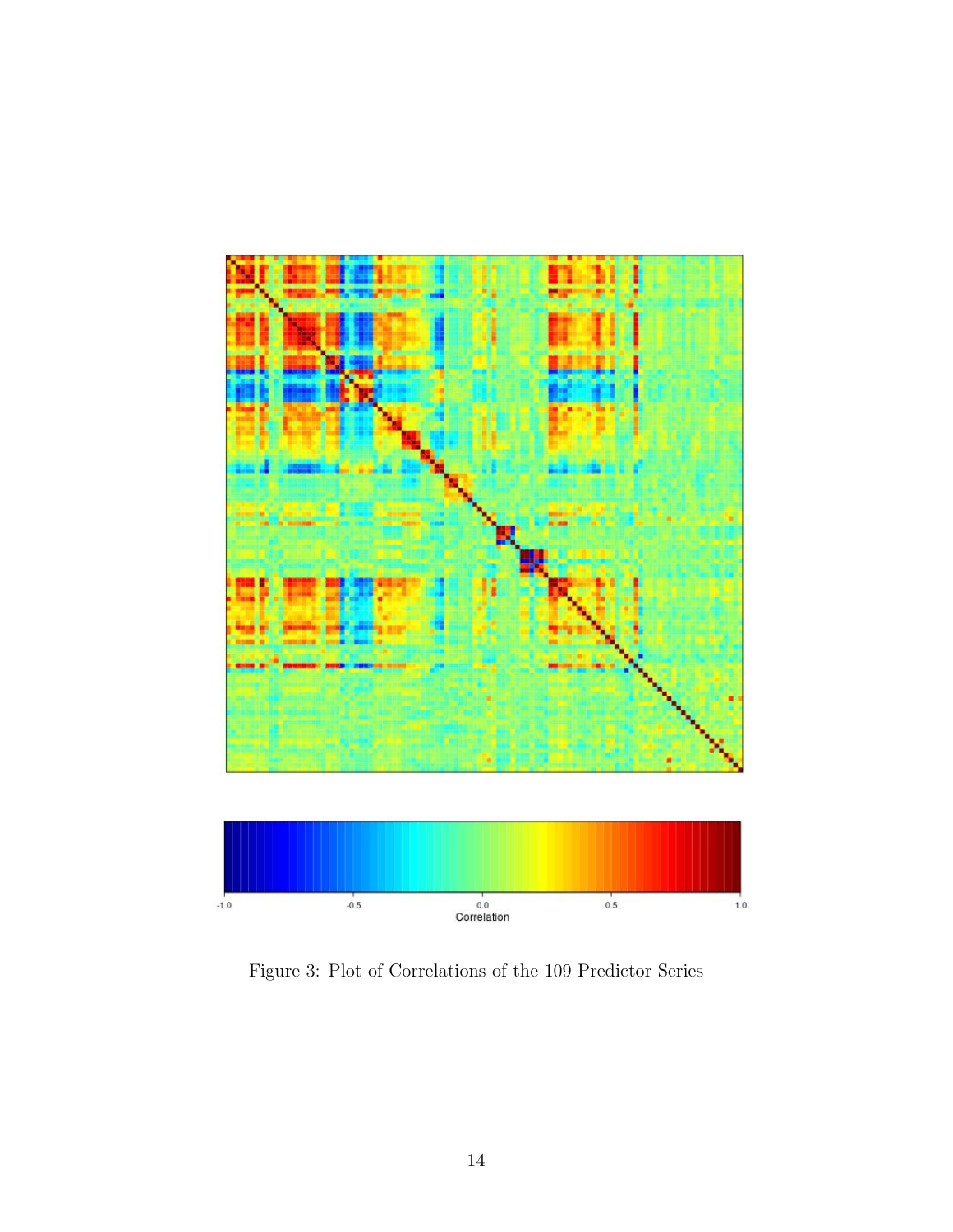Figure 3: Plot of Correlations of the 109 Predictor Series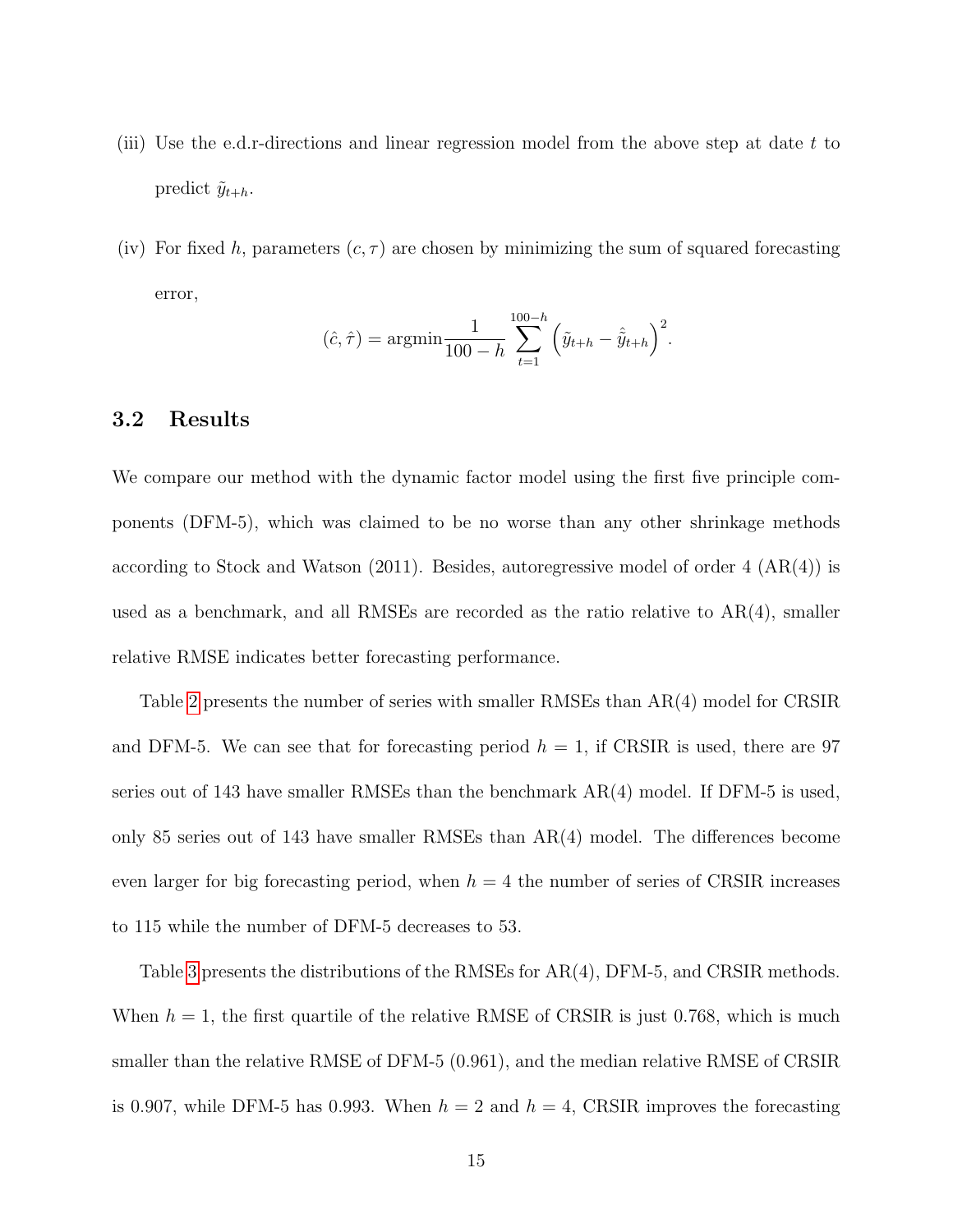(iii) Use the e.d.r-directions and linear regression model from the above step at date $t$ to predict $\tilde{y}_{t+h}$.

(iv) For fixed $h$, parameters $(c, \tau)$ are chosen by minimizing the sum of squared forecasting error,

$$(\hat{c}, \hat{\tau}) = \operatorname{argmin} \frac{1}{100-h} \sum_{t=1}^{100-h} \left( \tilde{y}_{t+h} - \hat{\tilde{y}}_{t+h} \right)^2.$$

### 3.2 Results

We compare our method with the dynamic factor model using the first five principle components (DFM-5), which was claimed to be no worse than any other shrinkage methods according to Stock and Watson (2011). Besides, autoregressive model of order 4 (AR(4)) is used as a benchmark, and all RMSEs are recorded as the ratio relative to AR(4), smaller relative RMSE indicates better forecasting performance.

Table 2 presents the number of series with smaller RMSEs than AR(4) model for CRSIR and DFM-5. We can see that for forecasting period $h = 1$, if CRSIR is used, there are 97 series out of 143 have smaller RMSEs than the benchmark AR(4) model. If DFM-5 is used, only 85 series out of 143 have smaller RMSEs than AR(4) model. The differences become even larger for big forecasting period, when $h = 4$ the number of series of CRSIR increases to 115 while the number of DFM-5 decreases to 53.

Table 3 presents the distributions of the RMSEs for AR(4), DFM-5, and CRSIR methods. When $h = 1$, the first quartile of the relative RMSE of CRSIR is just 0.768, which is much smaller than the relative RMSE of DFM-5 (0.961), and the median relative RMSE of CRSIR is 0.907, while DFM-5 has 0.993. When $h = 2$ and $h = 4$, CRSIR improves the forecasting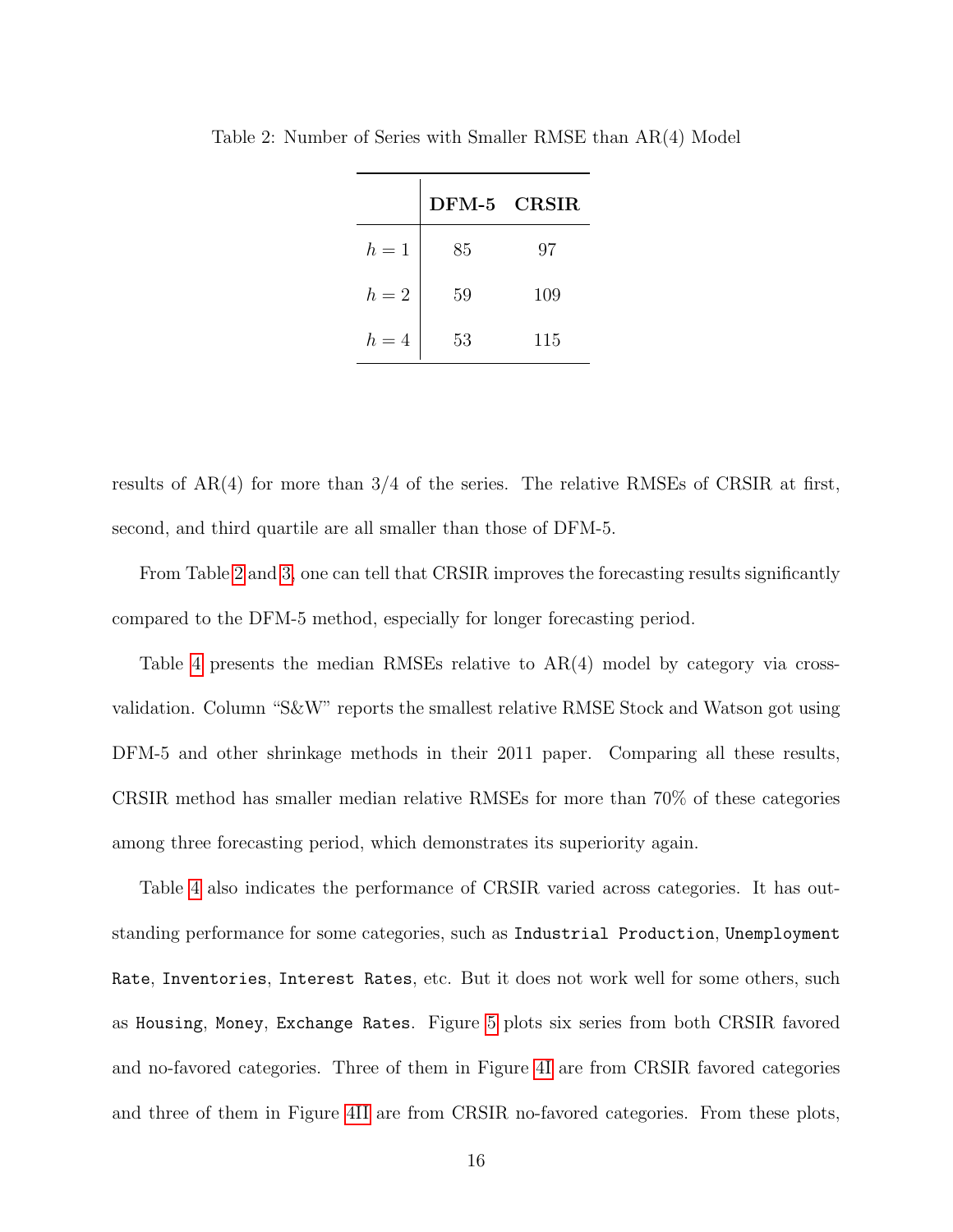Table 2: Number of Series with Smaller RMSE than AR(4) Model

| | **DFM-5** | **CRSIR** |
|---|---|---|
| $h = 1$ | 85 | 97 |
| $h = 2$ | 59 | 109 |
| $h = 4$ | 53 | 115 |

results of AR(4) for more than 3/4 of the series. The relative RMSEs of CRSIR at first, second, and third quartile are all smaller than those of DFM-5.

From Table 2 and 3, one can tell that CRSIR improves the forecasting results significantly compared to the DFM-5 method, especially for longer forecasting period.

Table 4 presents the median RMSEs relative to AR(4) model by category via cross-validation. Column "S&W" reports the smallest relative RMSE Stock and Watson got using DFM-5 and other shrinkage methods in their 2011 paper. Comparing all these results, CRSIR method has smaller median relative RMSEs for more than 70% of these categories among three forecasting period, which demonstrates its superiority again.

Table 4 also indicates the performance of CRSIR varied across categories. It has outstanding performance for some categories, such as `Industrial Production`, `Unemployment Rate`, `Inventories`, `Interest Rates`, etc. But it does not work well for some others, such as `Housing`, `Money`, `Exchange Rates`. Figure 5 plots six series from both CRSIR favored and no-favored categories. Three of them in Figure 4I are from CRSIR favored categories and three of them in Figure 4II are from CRSIR no-favored categories. From these plots,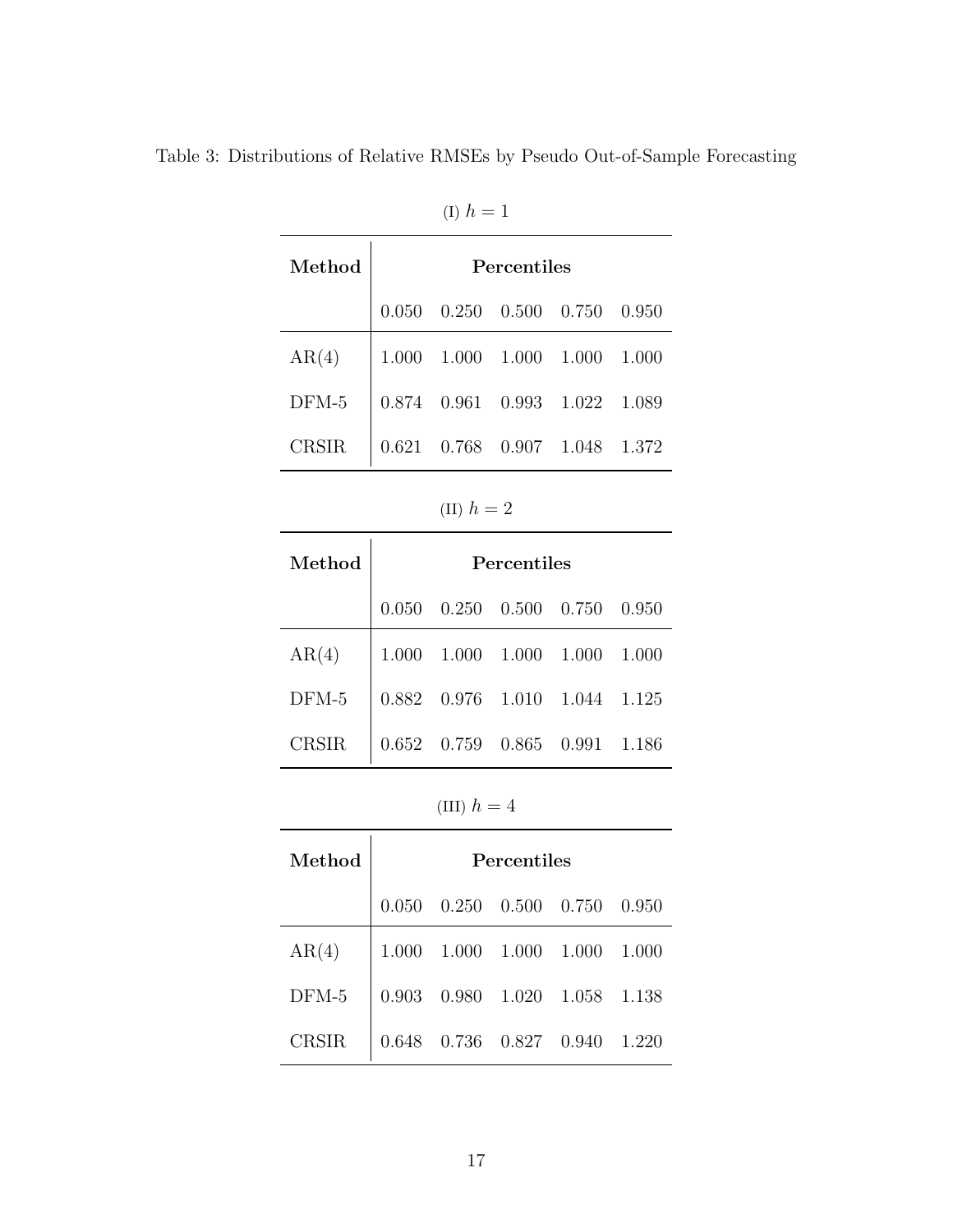Table 3: Distributions of Relative RMSEs by Pseudo Out-of-Sample Forecasting

(I) $h = 1$

| **Method** | **Percentiles** | | | | |
|---|---|---|---|---|---|
| | 0.050 | 0.250 | 0.500 | 0.750 | 0.950 |
| AR(4) | 1.000 | 1.000 | 1.000 | 1.000 | 1.000 |
| DFM-5 | 0.874 | 0.961 | 0.993 | 1.022 | 1.089 |
| CRSIR | 0.621 | 0.768 | 0.907 | 1.048 | 1.372 |

(II) $h = 2$

| **Method** | **Percentiles** | | | | |
|---|---|---|---|---|---|
| | 0.050 | 0.250 | 0.500 | 0.750 | 0.950 |
| AR(4) | 1.000 | 1.000 | 1.000 | 1.000 | 1.000 |
| DFM-5 | 0.882 | 0.976 | 1.010 | 1.044 | 1.125 |
| CRSIR | 0.652 | 0.759 | 0.865 | 0.991 | 1.186 |

(III) $h = 4$

| **Method** | **Percentiles** | | | | |
|---|---|---|---|---|---|
| | 0.050 | 0.250 | 0.500 | 0.750 | 0.950 |
| AR(4) | 1.000 | 1.000 | 1.000 | 1.000 | 1.000 |
| DFM-5 | 0.903 | 0.980 | 1.020 | 1.058 | 1.138 |
| CRSIR | 0.648 | 0.736 | 0.827 | 0.940 | 1.220 |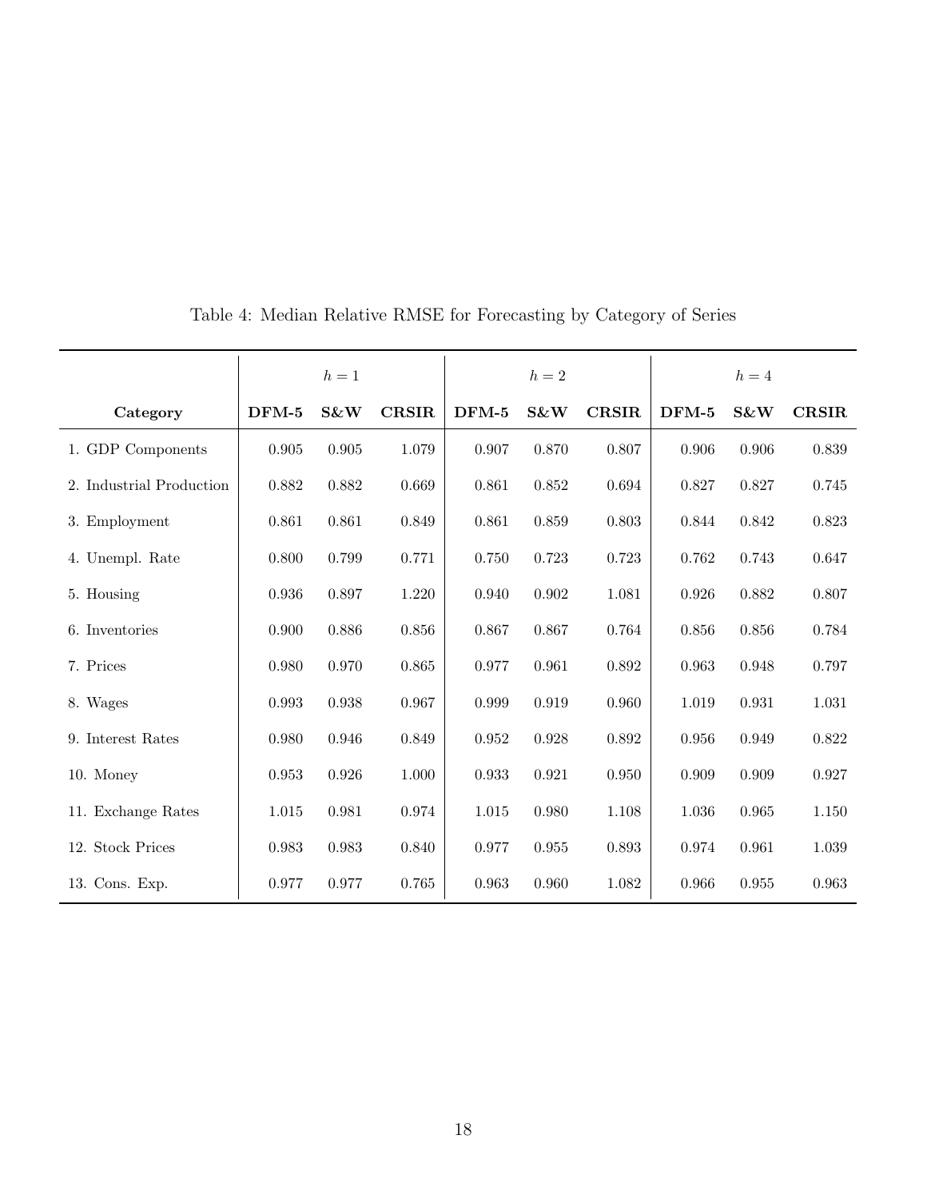Table 4: Median Relative RMSE for Forecasting by Category of Series

| | $h = 1$ | | | $h = 2$ | | | $h = 4$ | | |
|---|---|---|---|---|---|---|---|---|---|
| **Category** | **DFM-5** | **S&W** | **CRSIR** | **DFM-5** | **S&W** | **CRSIR** | **DFM-5** | **S&W** | **CRSIR** |
| 1. GDP Components | 0.905 | 0.905 | 1.079 | 0.907 | 0.870 | 0.807 | 0.906 | 0.906 | 0.839 |
| 2. Industrial Production | 0.882 | 0.882 | 0.669 | 0.861 | 0.852 | 0.694 | 0.827 | 0.827 | 0.745 |
| 3. Employment | 0.861 | 0.861 | 0.849 | 0.861 | 0.859 | 0.803 | 0.844 | 0.842 | 0.823 |
| 4. Unempl. Rate | 0.800 | 0.799 | 0.771 | 0.750 | 0.723 | 0.723 | 0.762 | 0.743 | 0.647 |
| 5. Housing | 0.936 | 0.897 | 1.220 | 0.940 | 0.902 | 1.081 | 0.926 | 0.882 | 0.807 |
| 6. Inventories | 0.900 | 0.886 | 0.856 | 0.867 | 0.867 | 0.764 | 0.856 | 0.856 | 0.784 |
| 7. Prices | 0.980 | 0.970 | 0.865 | 0.977 | 0.961 | 0.892 | 0.963 | 0.948 | 0.797 |
| 8. Wages | 0.993 | 0.938 | 0.967 | 0.999 | 0.919 | 0.960 | 1.019 | 0.931 | 1.031 |
| 9. Interest Rates | 0.980 | 0.946 | 0.849 | 0.952 | 0.928 | 0.892 | 0.956 | 0.949 | 0.822 |
| 10. Money | 0.953 | 0.926 | 1.000 | 0.933 | 0.921 | 0.950 | 0.909 | 0.909 | 0.927 |
| 11. Exchange Rates | 1.015 | 0.981 | 0.974 | 1.015 | 0.980 | 1.108 | 1.036 | 0.965 | 1.150 |
| 12. Stock Prices | 0.983 | 0.983 | 0.840 | 0.977 | 0.955 | 0.893 | 0.974 | 0.961 | 1.039 |
| 13. Cons. Exp. | 0.977 | 0.977 | 0.765 | 0.963 | 0.960 | 1.082 | 0.966 | 0.955 | 0.963 |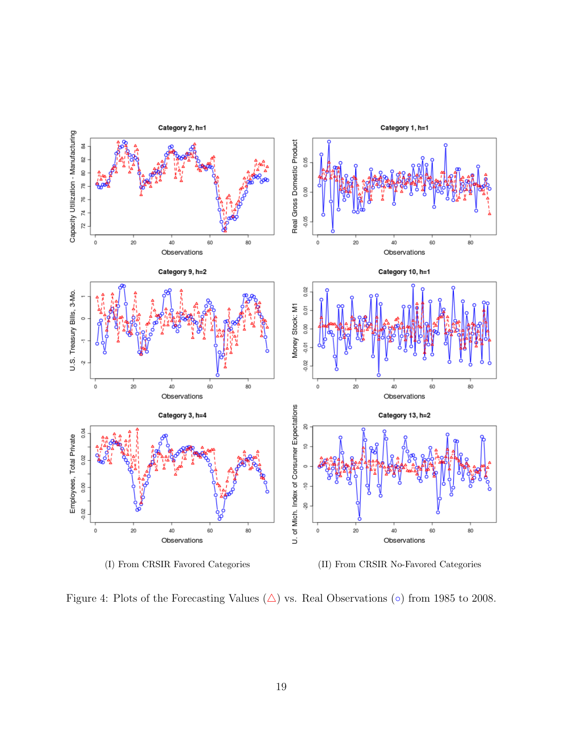(I) From CRSIR Favored Categories

(II) From CRSIR No-Favored Categories

Figure 4: Plots of the Forecasting Values (△) vs. Real Observations (∘) from 1985 to 2008.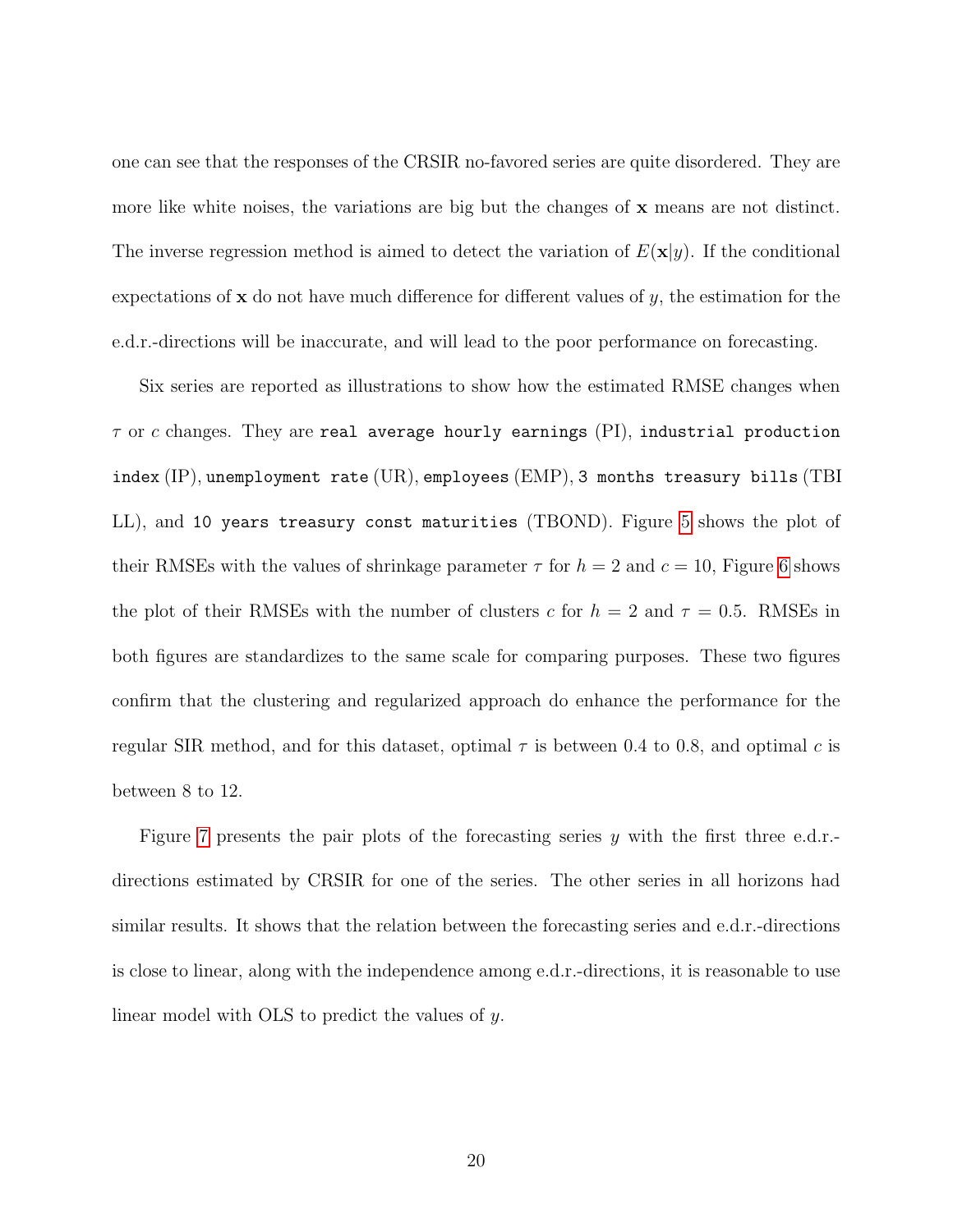one can see that the responses of the CRSIR no-favored series are quite disordered. They are more like white noises, the variations are big but the changes of $\mathbf{x}$ means are not distinct. The inverse regression method is aimed to detect the variation of $E(\mathbf{x}|y)$. If the conditional expectations of $\mathbf{x}$ do not have much difference for different values of $y$, the estimation for the e.d.r.-directions will be inaccurate, and will lead to the poor performance on forecasting.

Six series are reported as illustrations to show how the estimated RMSE changes when $\tau$ or $c$ changes. They are `real average hourly earnings` (PI), `industrial production index` (IP), `unemployment rate` (UR), `employees` (EMP), `3 months treasury bills` (TBILL), and `10 years treasury const maturities` (TBOND). Figure 5 shows the plot of their RMSEs with the values of shrinkage parameter $\tau$ for $h = 2$ and $c = 10$, Figure 6 shows the plot of their RMSEs with the number of clusters $c$ for $h = 2$ and $\tau = 0.5$. RMSEs in both figures are standardizes to the same scale for comparing purposes. These two figures confirm that the clustering and regularized approach do enhance the performance for the regular SIR method, and for this dataset, optimal $\tau$ is between 0.4 to 0.8, and optimal $c$ is between 8 to 12.

Figure 7 presents the pair plots of the forecasting series $y$ with the first three e.d.r.-directions estimated by CRSIR for one of the series. The other series in all horizons had similar results. It shows that the relation between the forecasting series and e.d.r.-directions is close to linear, along with the independence among e.d.r.-directions, it is reasonable to use linear model with OLS to predict the values of $y$.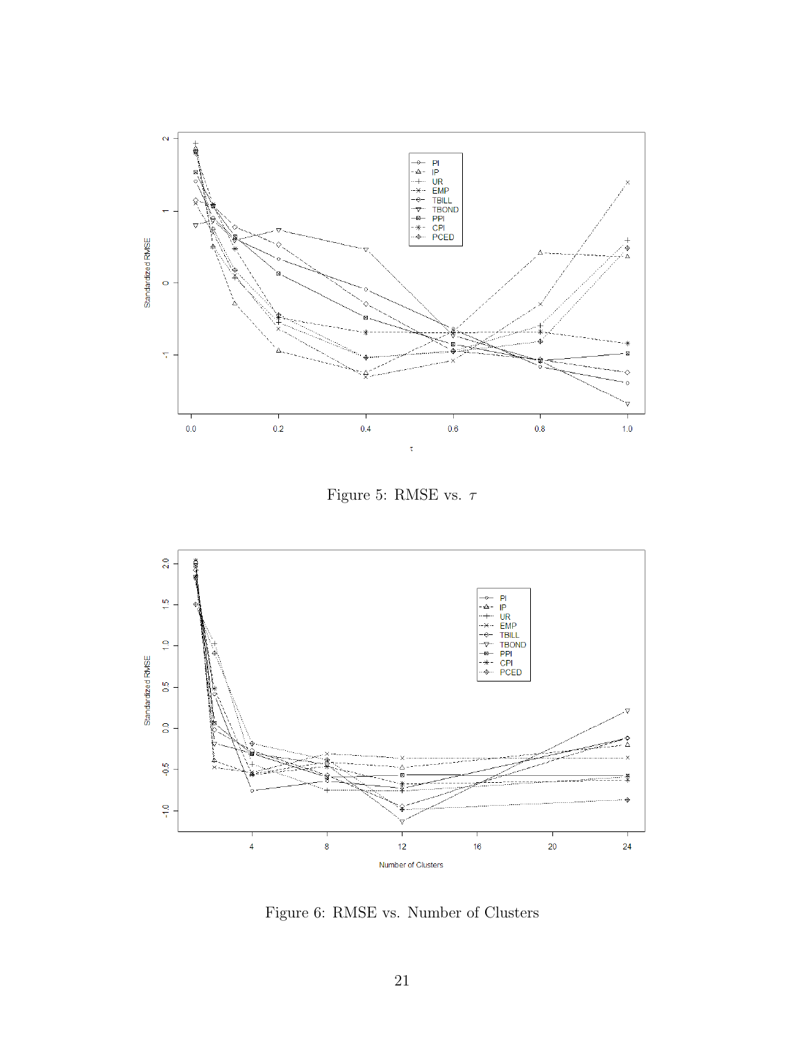Figure 5: RMSE vs. $\tau$

Figure 6: RMSE vs. Number of Clusters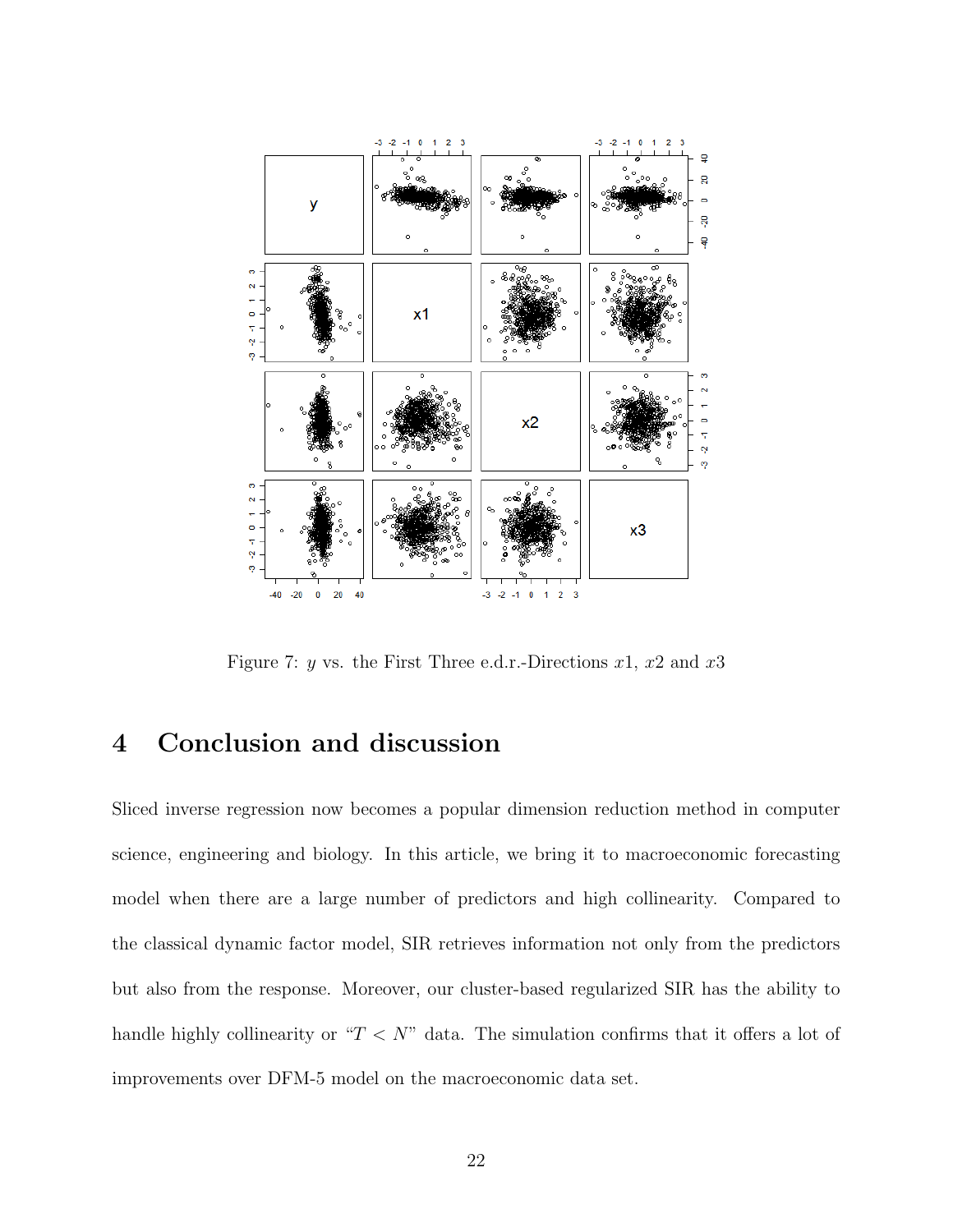Figure 7: $y$ vs. the First Three e.d.r.-Directions $x1$, $x2$ and $x3$

# 4 Conclusion and discussion

Sliced inverse regression now becomes a popular dimension reduction method in computer science, engineering and biology. In this article, we bring it to macroeconomic forecasting model when there are a large number of predictors and high collinearity. Compared to the classical dynamic factor model, SIR retrieves information not only from the predictors but also from the response. Moreover, our cluster-based regularized SIR has the ability to handle highly collinearity or "$T < N$" data. The simulation confirms that it offers a lot of improvements over DFM-5 model on the macroeconomic data set.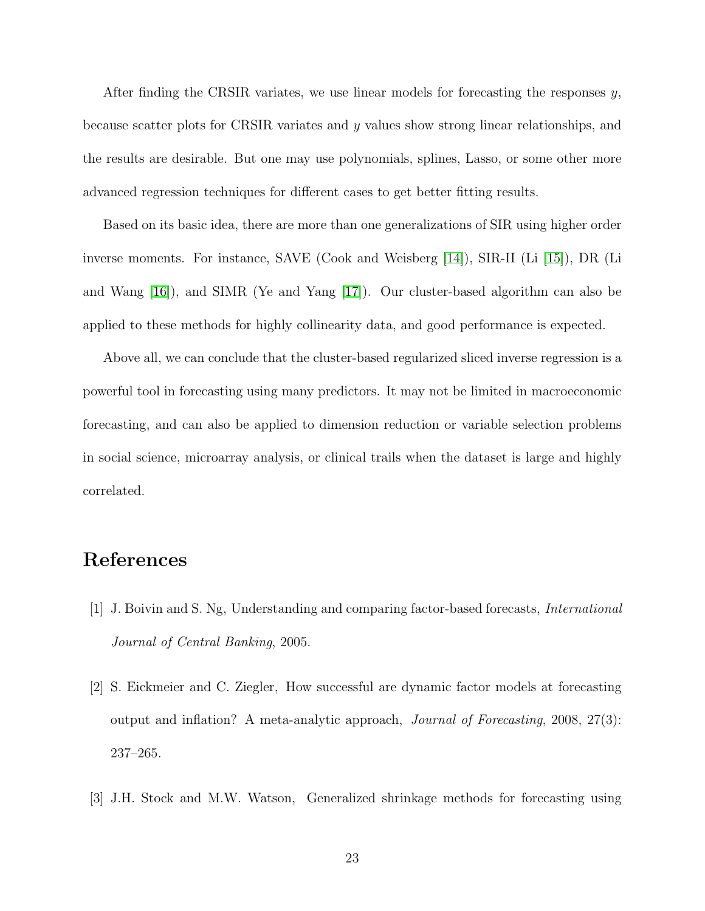After finding the CRSIR variates, we use linear models for forecasting the responses $y$, because scatter plots for CRSIR variates and $y$ values show strong linear relationships, and the results are desirable. But one may use polynomials, splines, Lasso, or some other more advanced regression techniques for different cases to get better fitting results.

Based on its basic idea, there are more than one generalizations of SIR using higher order inverse moments. For instance, SAVE (Cook and Weisberg [14]), SIR-II (Li [15]), DR (Li and Wang [16]), and SIMR (Ye and Yang [17]). Our cluster-based algorithm can also be applied to these methods for highly collinearity data, and good performance is expected.

Above all, we can conclude that the cluster-based regularized sliced inverse regression is a powerful tool in forecasting using many predictors. It may not be limited in macroeconomic forecasting, and can also be applied to dimension reduction or variable selection problems in social science, microarray analysis, or clinical trails when the dataset is large and highly correlated.

# References

[1] J. Boivin and S. Ng, Understanding and comparing factor-based forecasts, *International Journal of Central Banking*, 2005.

[2] S. Eickmeier and C. Ziegler, How successful are dynamic factor models at forecasting output and inflation? A meta-analytic approach, *Journal of Forecasting*, 2008, 27(3): 237–265.

[3] J.H. Stock and M.W. Watson, Generalized shrinkage methods for forecasting using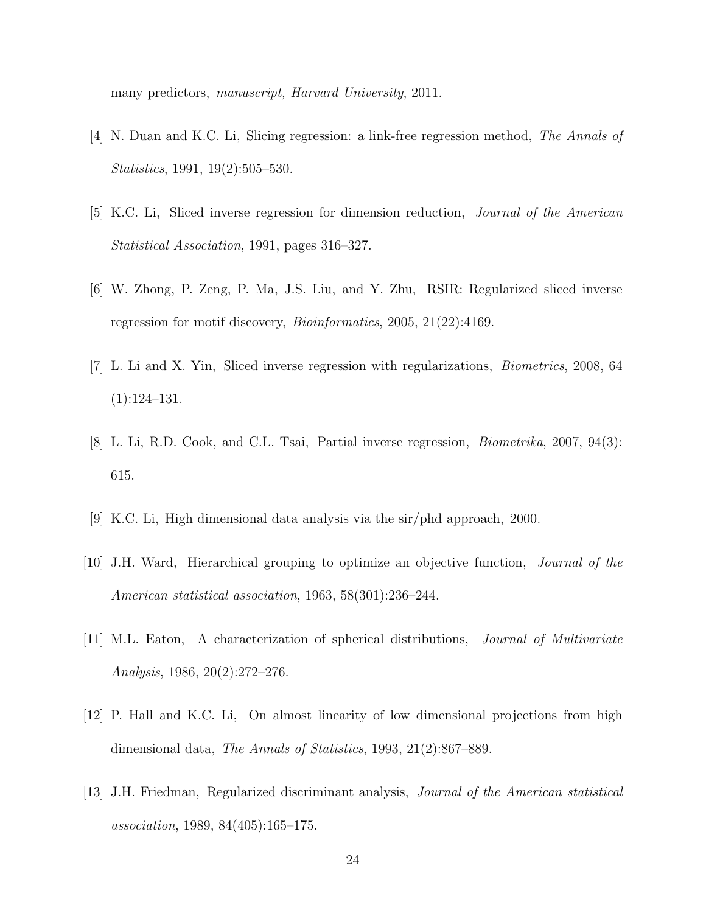many predictors, *manuscript, Harvard University*, 2011.

[4] N. Duan and K.C. Li, Slicing regression: a link-free regression method, *The Annals of Statistics*, 1991, 19(2):505–530.

[5] K.C. Li, Sliced inverse regression for dimension reduction, *Journal of the American Statistical Association*, 1991, pages 316–327.

[6] W. Zhong, P. Zeng, P. Ma, J.S. Liu, and Y. Zhu, RSIR: Regularized sliced inverse regression for motif discovery, *Bioinformatics*, 2005, 21(22):4169.

[7] L. Li and X. Yin, Sliced inverse regression with regularizations, *Biometrics*, 2008, 64 (1):124–131.

[8] L. Li, R.D. Cook, and C.L. Tsai, Partial inverse regression, *Biometrika*, 2007, 94(3): 615.

[9] K.C. Li, High dimensional data analysis via the sir/phd approach, 2000.

[10] J.H. Ward, Hierarchical grouping to optimize an objective function, *Journal of the American statistical association*, 1963, 58(301):236–244.

[11] M.L. Eaton, A characterization of spherical distributions, *Journal of Multivariate Analysis*, 1986, 20(2):272–276.

[12] P. Hall and K.C. Li, On almost linearity of low dimensional projections from high dimensional data, *The Annals of Statistics*, 1993, 21(2):867–889.

[13] J.H. Friedman, Regularized discriminant analysis, *Journal of the American statistical association*, 1989, 84(405):165–175.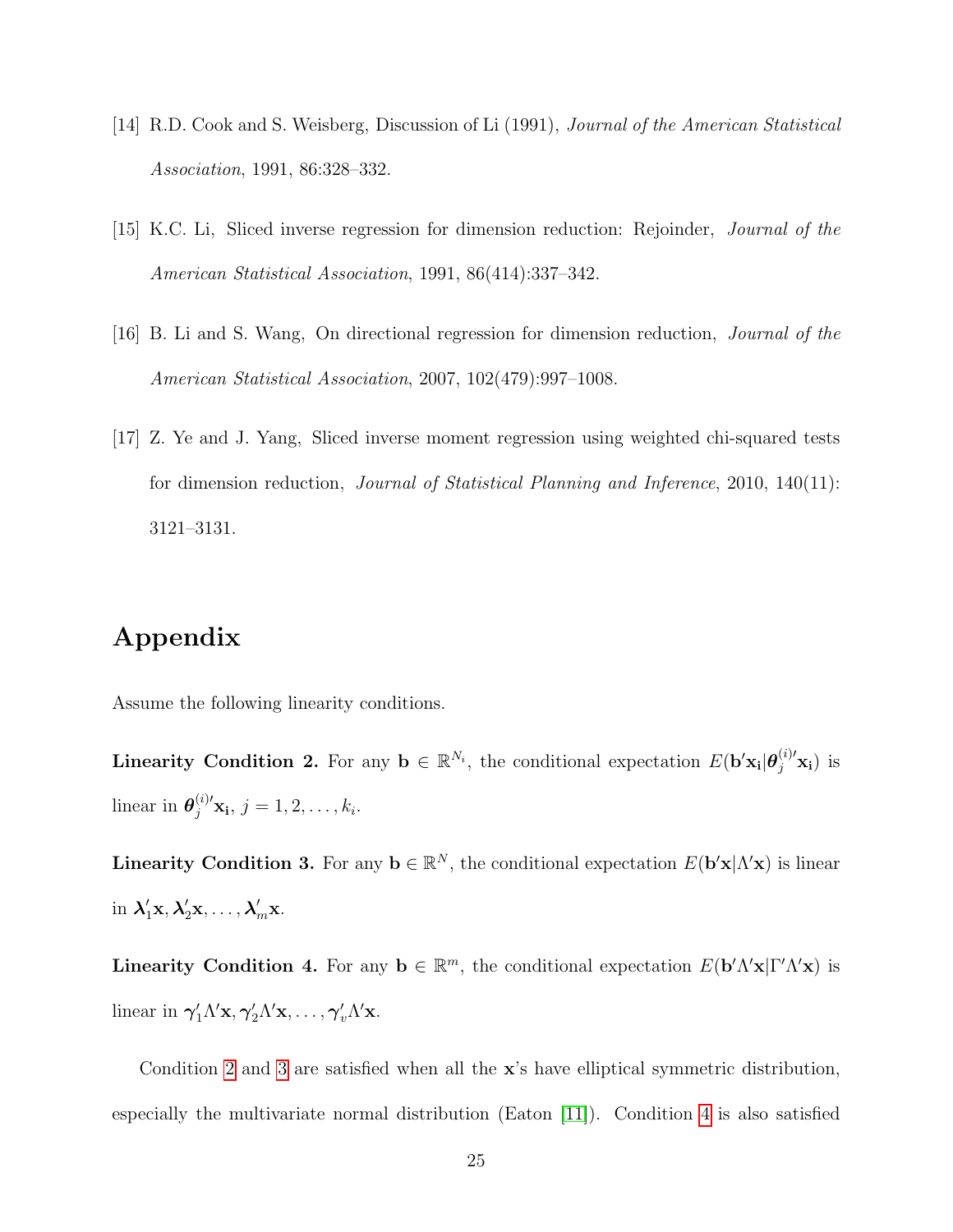[14] R.D. Cook and S. Weisberg, Discussion of Li (1991), *Journal of the American Statistical Association*, 1991, 86:328–332.

[15] K.C. Li, Sliced inverse regression for dimension reduction: Rejoinder, *Journal of the American Statistical Association*, 1991, 86(414):337–342.

[16] B. Li and S. Wang, On directional regression for dimension reduction, *Journal of the American Statistical Association*, 2007, 102(479):997–1008.

[17] Z. Ye and J. Yang, Sliced inverse moment regression using weighted chi-squared tests for dimension reduction, *Journal of Statistical Planning and Inference*, 2010, 140(11): 3121–3131.

# Appendix

Assume the following linearity conditions.

**Linearity Condition 2.** For any $\mathbf{b} \in \mathbb{R}^{N_i}$, the conditional expectation $E(\mathbf{b}'\mathbf{x_i}|\boldsymbol{\theta}_j^{(i)\prime}\mathbf{x_i})$ is linear in $\boldsymbol{\theta}_j^{(i)\prime}\mathbf{x_i}$, $j = 1, 2, \ldots, k_i$.

**Linearity Condition 3.** For any $\mathbf{b} \in \mathbb{R}^{N}$, the conditional expectation $E(\mathbf{b}'\mathbf{x}|\Lambda'\mathbf{x})$ is linear in $\boldsymbol{\lambda}_1'\mathbf{x}, \boldsymbol{\lambda}_2'\mathbf{x}, \ldots, \boldsymbol{\lambda}_m'\mathbf{x}$.

**Linearity Condition 4.** For any $\mathbf{b} \in \mathbb{R}^{m}$, the conditional expectation $E(\mathbf{b}'\Lambda'\mathbf{x}|\Gamma'\Lambda'\mathbf{x})$ is linear in $\boldsymbol{\gamma}_1'\Lambda'\mathbf{x}, \boldsymbol{\gamma}_2'\Lambda'\mathbf{x}, \ldots, \boldsymbol{\gamma}_v'\Lambda'\mathbf{x}$.

Condition 2 and 3 are satisfied when all the $\mathbf{x}$'s have elliptical symmetric distribution, especially the multivariate normal distribution (Eaton [11]). Condition 4 is also satisfied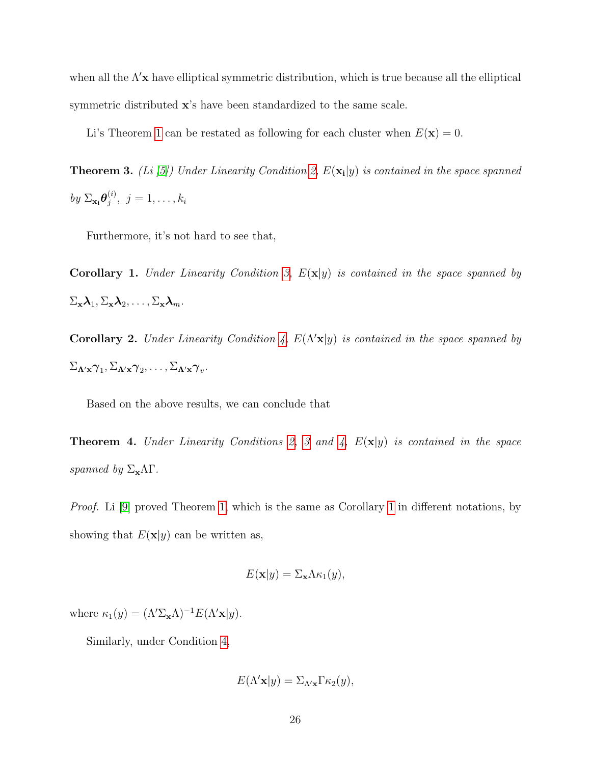when all the $\Lambda'\mathbf{x}$ have elliptical symmetric distribution, which is true because all the elliptical symmetric distributed $\mathbf{x}$'s have been standardized to the same scale.

Li's Theorem 1 can be restated as following for each cluster when $E(\mathbf{x}) = 0$.

**Theorem 3.** *(Li [5]) Under Linearity Condition 2, $E(\mathbf{x_i}|y)$ is contained in the space spanned by $\Sigma_{\mathbf{x_i}}\boldsymbol{\theta}_j^{(i)},\ j = 1, \ldots, k_i$*

Furthermore, it's not hard to see that,

**Corollary 1.** *Under Linearity Condition 3, $E(\mathbf{x}|y)$ is contained in the space spanned by $\Sigma_{\mathbf{x}}\boldsymbol{\lambda}_1, \Sigma_{\mathbf{x}}\boldsymbol{\lambda}_2, \ldots, \Sigma_{\mathbf{x}}\boldsymbol{\lambda}_m$.*

**Corollary 2.** *Under Linearity Condition 4, $E(\Lambda'\mathbf{x}|y)$ is contained in the space spanned by $\Sigma_{\Lambda'\mathbf{x}}\boldsymbol{\gamma}_1, \Sigma_{\Lambda'\mathbf{x}}\boldsymbol{\gamma}_2, \ldots, \Sigma_{\Lambda'\mathbf{x}}\boldsymbol{\gamma}_v$.*

Based on the above results, we can conclude that

**Theorem 4.** *Under Linearity Conditions 2, 3 and 4, $E(\mathbf{x}|y)$ is contained in the space spanned by $\Sigma_{\mathbf{x}}\Lambda\Gamma$.*

*Proof.* Li [9] proved Theorem 1, which is the same as Corollary 1 in different notations, by showing that $E(\mathbf{x}|y)$ can be written as,

$$E(\mathbf{x}|y) = \Sigma_{\mathbf{x}}\Lambda\kappa_1(y),$$

where $\kappa_1(y) = (\Lambda'\Sigma_{\mathbf{x}}\Lambda)^{-1}E(\Lambda'\mathbf{x}|y)$.

Similarly, under Condition 4,

$$E(\Lambda'\mathbf{x}|y) = \Sigma_{\Lambda'\mathbf{x}}\Gamma\kappa_2(y),$$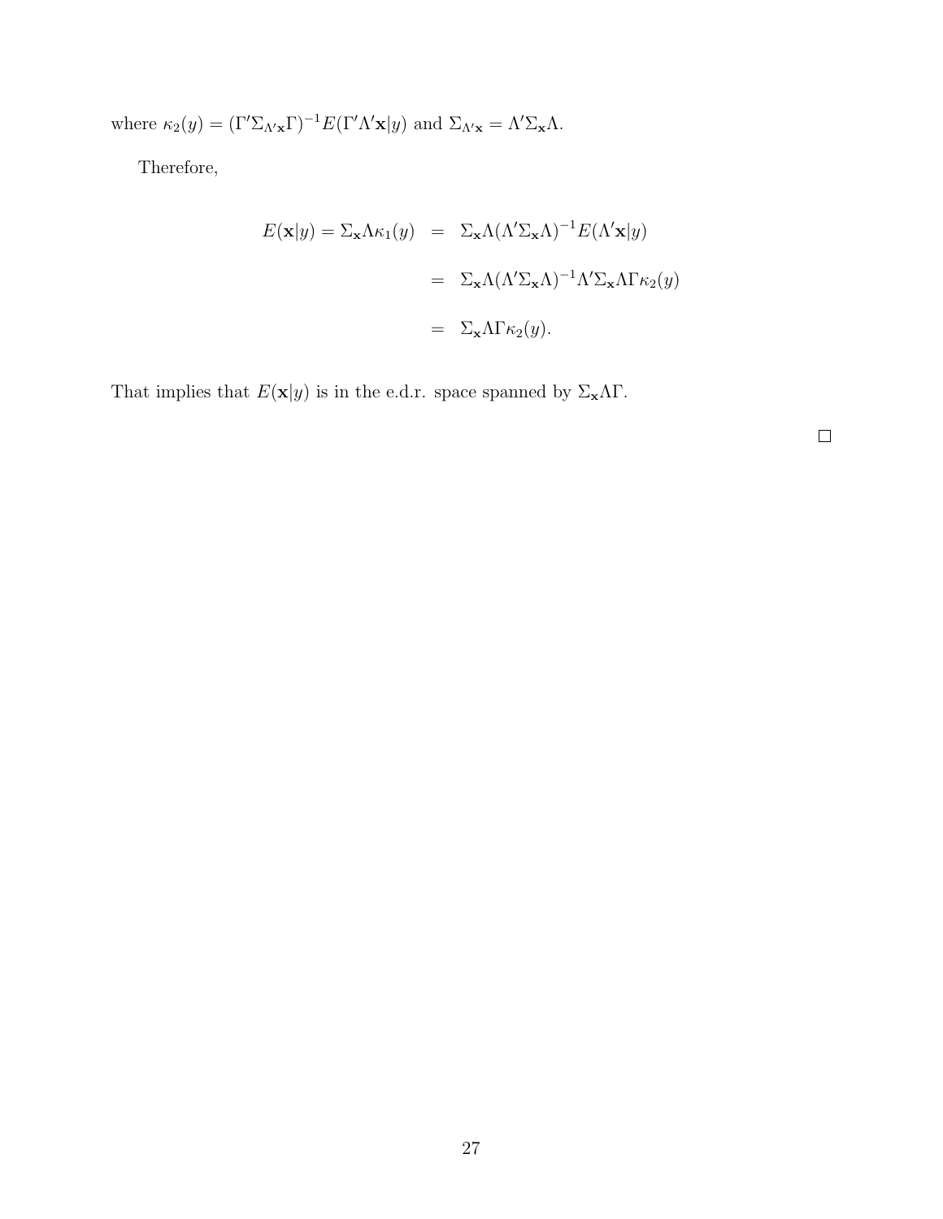where $\kappa_2(y) = (\Gamma' \Sigma_{\Lambda' \mathbf{x}} \Gamma)^{-1} E(\Gamma' \Lambda' \mathbf{x} | y)$ and $\Sigma_{\Lambda' \mathbf{x}} = \Lambda' \Sigma_{\mathbf{x}} \Lambda$.

Therefore,

$$
\begin{aligned}
E(\mathbf{x}|y) = \Sigma_{\mathbf{x}} \Lambda \kappa_1(y) &= \Sigma_{\mathbf{x}} \Lambda (\Lambda' \Sigma_{\mathbf{x}} \Lambda)^{-1} E(\Lambda' \mathbf{x} | y) \\
&= \Sigma_{\mathbf{x}} \Lambda (\Lambda' \Sigma_{\mathbf{x}} \Lambda)^{-1} \Lambda' \Sigma_{\mathbf{x}} \Lambda \Gamma \kappa_2(y) \\
&= \Sigma_{\mathbf{x}} \Lambda \Gamma \kappa_2(y).
\end{aligned}
$$

That implies that $E(\mathbf{x}|y)$ is in the e.d.r. space spanned by $\Sigma_{\mathbf{x}} \Lambda \Gamma$.

□